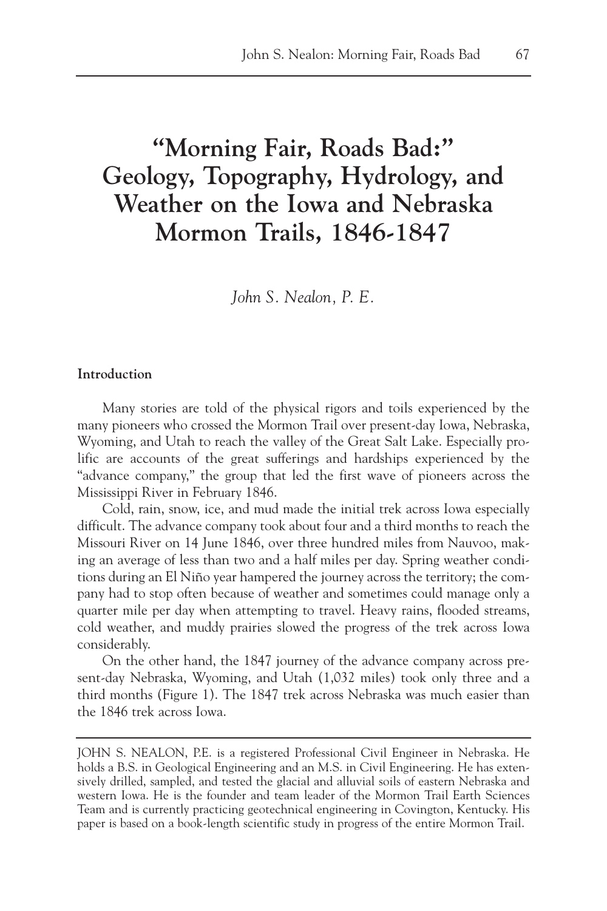# "Morning Fair, Roads Bad:" Geology, Topography, Hydrology, and Weather on the Iowa and Nebraska Mormon Trails, 1846-1847

*John S. Nealon, P. E.*

**Introduction**

Many stories are told of the physical rigors and toils experienced by the many pioneers who crossed the Mormon Trail over present-day Iowa, Nebraska, Wyoming, and Utah to reach the valley of the Great Salt Lake. Especially prolific are accounts of the great sufferings and hardships experienced by the "advance company," the group that led the first wave of pioneers across the Mississippi River in February 1846.

Cold, rain, snow, ice, and mud made the initial trek across Iowa especially difficult. The advance company took about four and a third months to reach the Missouri River on 14 June 1846, over three hundred miles from Nauvoo, making an average of less than two and a half miles per day. Spring weather conditions during an El Niño year hampered the journey across the territory; the company had to stop often because of weather and sometimes could manage only a quarter mile per day when attempting to travel. Heavy rains, flooded streams, cold weather, and muddy prairies slowed the progress of the trek across Iowa considerably.

On the other hand, the 1847 journey of the advance company across present-day Nebraska, Wyoming, and Utah (1,032 miles) took only three and a third months (Figure 1). The 1847 trek across Nebraska was much easier than the 1846 trek across Iowa.

---

JOHN S. NEALON, P.E. is a registered Professional Civil Engineer in Nebraska. He holds a B.S. in Geological Engineering and an M.S. in Civil Engineering. He has extensively drilled, sampled, and tested the glacial and alluvial soils of eastern Nebraska and western Iowa. He is the founder and team leader of the Mormon Trail Earth Sciences Team and is currently practicing geotechnical engineering in Covington, Kentucky. His paper is based on a book-length scientific study in progress of the entire Mormon Trail.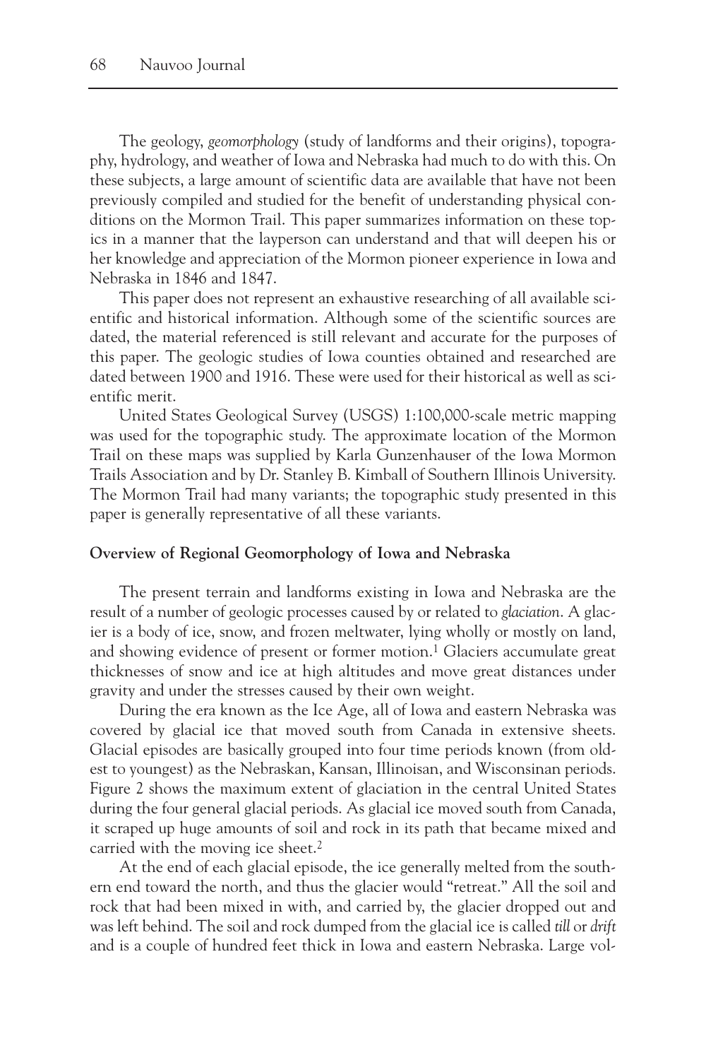The geology, *geomorphology* (study of landforms and their origins), topography, hydrology, and weather of Iowa and Nebraska had much to do with this. On these subjects, a large amount of scientific data are available that have not been previously compiled and studied for the benefit of understanding physical conditions on the Mormon Trail. This paper summarizes information on these topics in a manner that the layperson can understand and that will deepen his or her knowledge and appreciation of the Mormon pioneer experience in Iowa and Nebraska in 1846 and 1847.

This paper does not represent an exhaustive researching of all available scientific and historical information. Although some of the scientific sources are dated, the material referenced is still relevant and accurate for the purposes of this paper. The geologic studies of Iowa counties obtained and researched are dated between 1900 and 1916. These were used for their historical as well as scientific merit.

United States Geological Survey (USGS) 1:100,000-scale metric mapping was used for the topographic study. The approximate location of the Mormon Trail on these maps was supplied by Karla Gunzenhauser of the Iowa Mormon Trails Association and by Dr. Stanley B. Kimball of Southern Illinois University. The Mormon Trail had many variants; the topographic study presented in this paper is generally representative of all these variants.

**Overview of Regional Geomorphology of Iowa and Nebraska**

The present terrain and landforms existing in Iowa and Nebraska are the result of a number of geologic processes caused by or related to *glaciation*. A glacier is a body of ice, snow, and frozen meltwater, lying wholly or mostly on land, and showing evidence of present or former motion.[1] Glaciers accumulate great thicknesses of snow and ice at high altitudes and move great distances under gravity and under the stresses caused by their own weight.

During the era known as the Ice Age, all of Iowa and eastern Nebraska was covered by glacial ice that moved south from Canada in extensive sheets. Glacial episodes are basically grouped into four time periods known (from oldest to youngest) as the Nebraskan, Kansan, Illinoisan, and Wisconsinan periods. Figure 2 shows the maximum extent of glaciation in the central United States during the four general glacial periods. As glacial ice moved south from Canada, it scraped up huge amounts of soil and rock in its path that became mixed and carried with the moving ice sheet.[2]

At the end of each glacial episode, the ice generally melted from the southern end toward the north, and thus the glacier would "retreat." All the soil and rock that had been mixed in with, and carried by, the glacier dropped out and was left behind. The soil and rock dumped from the glacial ice is called *till* or *drift* and is a couple of hundred feet thick in Iowa and eastern Nebraska. Large vol-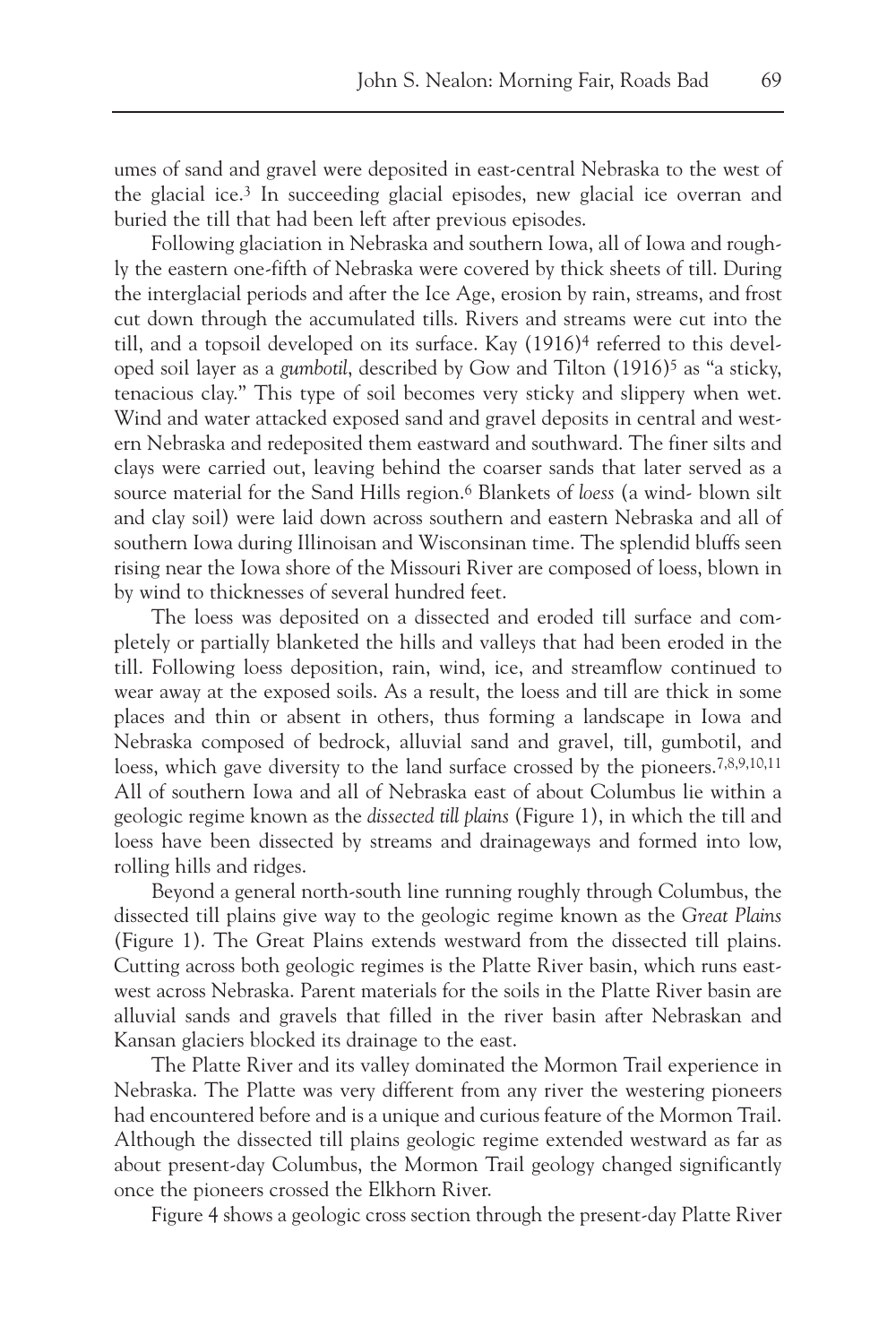umes of sand and gravel were deposited in east-central Nebraska to the west of the glacial ice.[3] In succeeding glacial episodes, new glacial ice overran and buried the till that had been left after previous episodes.

Following glaciation in Nebraska and southern Iowa, all of Iowa and roughly the eastern one-fifth of Nebraska were covered by thick sheets of till. During the interglacial periods and after the Ice Age, erosion by rain, streams, and frost cut down through the accumulated tills. Rivers and streams were cut into the till, and a topsoil developed on its surface. Kay (1916)[4] referred to this developed soil layer as a *gumbotil*, described by Gow and Tilton (1916)[5] as "a sticky, tenacious clay." This type of soil becomes very sticky and slippery when wet. Wind and water attacked exposed sand and gravel deposits in central and western Nebraska and redeposited them eastward and southward. The finer silts and clays were carried out, leaving behind the coarser sands that later served as a source material for the Sand Hills region.[6] Blankets of *loess* (a wind- blown silt and clay soil) were laid down across southern and eastern Nebraska and all of southern Iowa during Illinoisan and Wisconsinan time. The splendid bluffs seen rising near the Iowa shore of the Missouri River are composed of loess, blown in by wind to thicknesses of several hundred feet.

The loess was deposited on a dissected and eroded till surface and completely or partially blanketed the hills and valleys that had been eroded in the till. Following loess deposition, rain, wind, ice, and streamflow continued to wear away at the exposed soils. As a result, the loess and till are thick in some places and thin or absent in others, thus forming a landscape in Iowa and Nebraska composed of bedrock, alluvial sand and gravel, till, gumbotil, and loess, which gave diversity to the land surface crossed by the pioneers.[7,8,9,10,11] All of southern Iowa and all of Nebraska east of about Columbus lie within a geologic regime known as the *dissected till plains* (Figure 1), in which the till and loess have been dissected by streams and drainageways and formed into low, rolling hills and ridges.

Beyond a general north-south line running roughly through Columbus, the dissected till plains give way to the geologic regime known as the *Great Plains* (Figure 1). The Great Plains extends westward from the dissected till plains. Cutting across both geologic regimes is the Platte River basin, which runs east-west across Nebraska. Parent materials for the soils in the Platte River basin are alluvial sands and gravels that filled in the river basin after Nebraskan and Kansan glaciers blocked its drainage to the east.

The Platte River and its valley dominated the Mormon Trail experience in Nebraska. The Platte was very different from any river the westering pioneers had encountered before and is a unique and curious feature of the Mormon Trail. Although the dissected till plains geologic regime extended westward as far as about present-day Columbus, the Mormon Trail geology changed significantly once the pioneers crossed the Elkhorn River.

Figure 4 shows a geologic cross section through the present-day Platte River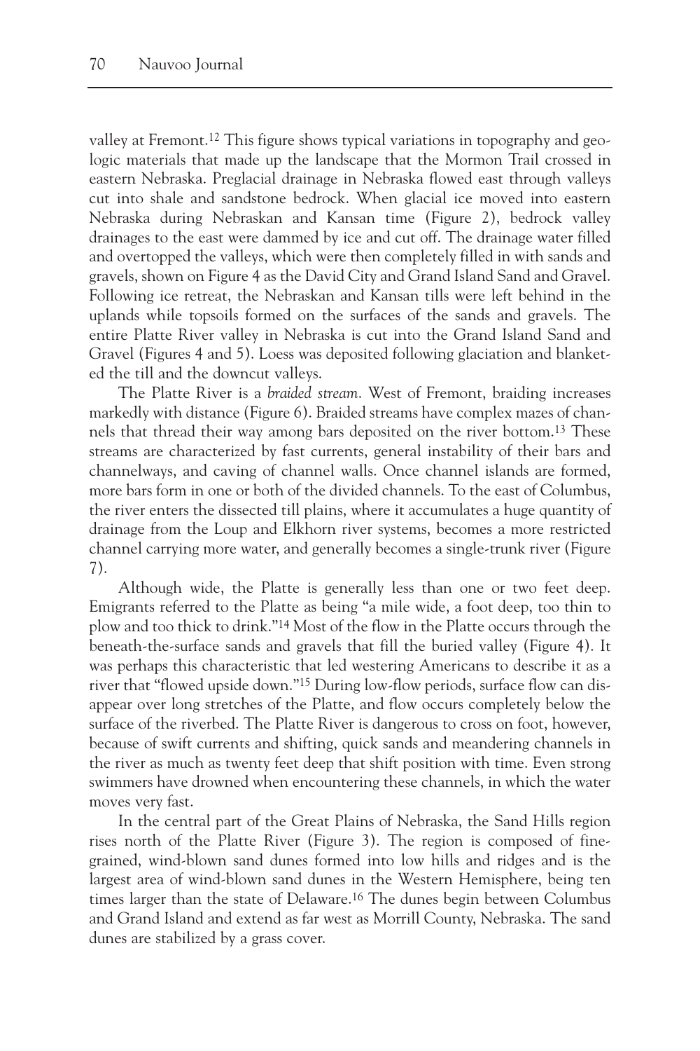valley at Fremont.[12] This figure shows typical variations in topography and geologic materials that made up the landscape that the Mormon Trail crossed in eastern Nebraska. Preglacial drainage in Nebraska flowed east through valleys cut into shale and sandstone bedrock. When glacial ice moved into eastern Nebraska during Nebraskan and Kansan time (Figure 2), bedrock valley drainages to the east were dammed by ice and cut off. The drainage water filled and overtopped the valleys, which were then completely filled in with sands and gravels, shown on Figure 4 as the David City and Grand Island Sand and Gravel. Following ice retreat, the Nebraskan and Kansan tills were left behind in the uplands while topsoils formed on the surfaces of the sands and gravels. The entire Platte River valley in Nebraska is cut into the Grand Island Sand and Gravel (Figures 4 and 5). Loess was deposited following glaciation and blanketed the till and the downcut valleys.

The Platte River is a *braided stream*. West of Fremont, braiding increases markedly with distance (Figure 6). Braided streams have complex mazes of channels that thread their way among bars deposited on the river bottom.[13] These streams are characterized by fast currents, general instability of their bars and channelways, and caving of channel walls. Once channel islands are formed, more bars form in one or both of the divided channels. To the east of Columbus, the river enters the dissected till plains, where it accumulates a huge quantity of drainage from the Loup and Elkhorn river systems, becomes a more restricted channel carrying more water, and generally becomes a single-trunk river (Figure 7).

Although wide, the Platte is generally less than one or two feet deep. Emigrants referred to the Platte as being "a mile wide, a foot deep, too thin to plow and too thick to drink."[14] Most of the flow in the Platte occurs through the beneath-the-surface sands and gravels that fill the buried valley (Figure 4). It was perhaps this characteristic that led westering Americans to describe it as a river that "flowed upside down."[15] During low-flow periods, surface flow can disappear over long stretches of the Platte, and flow occurs completely below the surface of the riverbed. The Platte River is dangerous to cross on foot, however, because of swift currents and shifting, quick sands and meandering channels in the river as much as twenty feet deep that shift position with time. Even strong swimmers have drowned when encountering these channels, in which the water moves very fast.

In the central part of the Great Plains of Nebraska, the Sand Hills region rises north of the Platte River (Figure 3). The region is composed of fine-grained, wind-blown sand dunes formed into low hills and ridges and is the largest area of wind-blown sand dunes in the Western Hemisphere, being ten times larger than the state of Delaware.[16] The dunes begin between Columbus and Grand Island and extend as far west as Morrill County, Nebraska. The sand dunes are stabilized by a grass cover.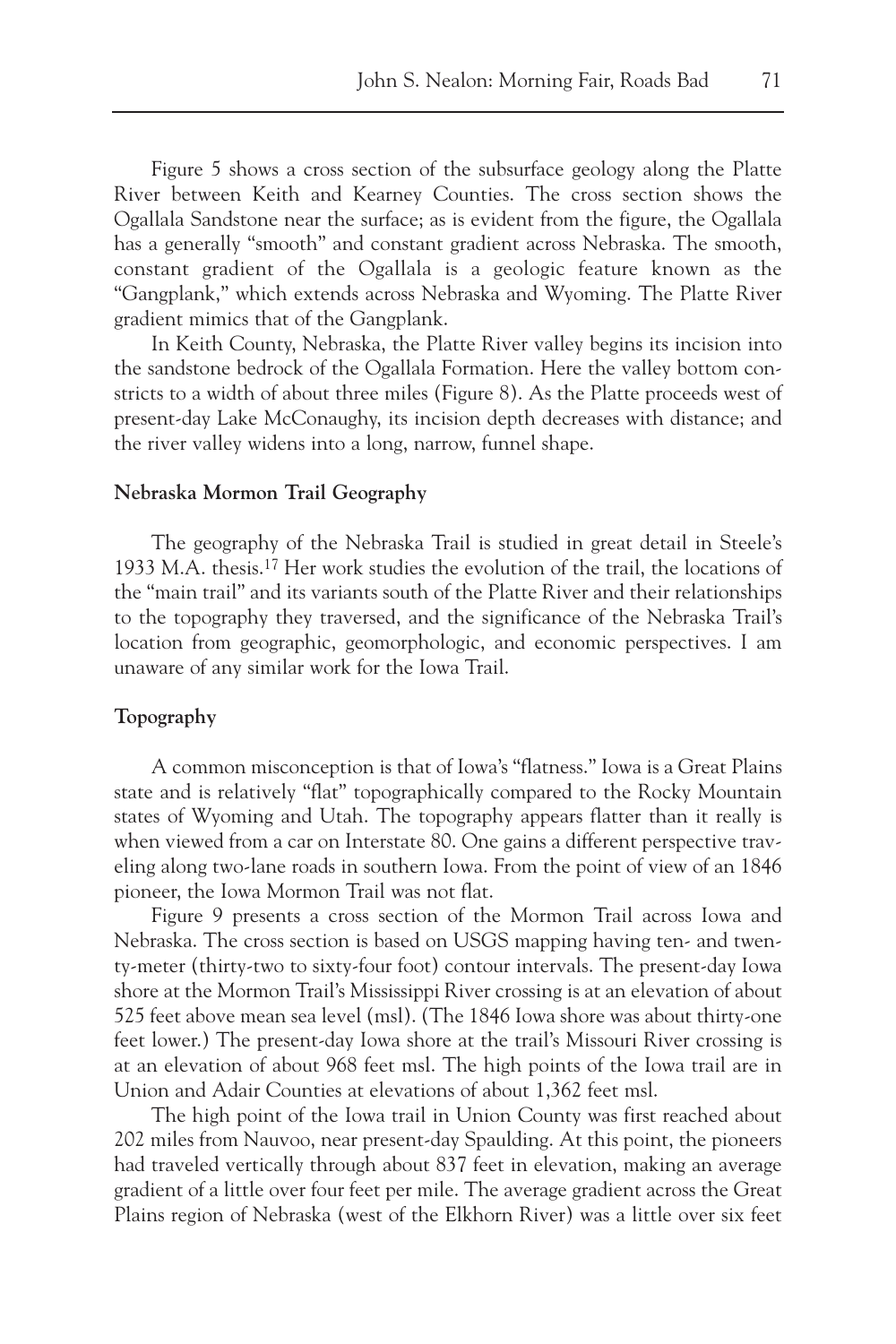Figure 5 shows a cross section of the subsurface geology along the Platte River between Keith and Kearney Counties. The cross section shows the Ogallala Sandstone near the surface; as is evident from the figure, the Ogallala has a generally "smooth" and constant gradient across Nebraska. The smooth, constant gradient of the Ogallala is a geologic feature known as the "Gangplank," which extends across Nebraska and Wyoming. The Platte River gradient mimics that of the Gangplank.

In Keith County, Nebraska, the Platte River valley begins its incision into the sandstone bedrock of the Ogallala Formation. Here the valley bottom constricts to a width of about three miles (Figure 8). As the Platte proceeds west of present-day Lake McConaughy, its incision depth decreases with distance; and the river valley widens into a long, narrow, funnel shape.

**Nebraska Mormon Trail Geography**

The geography of the Nebraska Trail is studied in great detail in Steele's 1933 M.A. thesis.[17] Her work studies the evolution of the trail, the locations of the "main trail" and its variants south of the Platte River and their relationships to the topography they traversed, and the significance of the Nebraska Trail's location from geographic, geomorphologic, and economic perspectives. I am unaware of any similar work for the Iowa Trail.

**Topography**

A common misconception is that of Iowa's "flatness." Iowa is a Great Plains state and is relatively "flat" topographically compared to the Rocky Mountain states of Wyoming and Utah. The topography appears flatter than it really is when viewed from a car on Interstate 80. One gains a different perspective traveling along two-lane roads in southern Iowa. From the point of view of an 1846 pioneer, the Iowa Mormon Trail was not flat.

Figure 9 presents a cross section of the Mormon Trail across Iowa and Nebraska. The cross section is based on USGS mapping having ten- and twenty-meter (thirty-two to sixty-four foot) contour intervals. The present-day Iowa shore at the Mormon Trail's Mississippi River crossing is at an elevation of about 525 feet above mean sea level (msl). (The 1846 Iowa shore was about thirty-one feet lower.) The present-day Iowa shore at the trail's Missouri River crossing is at an elevation of about 968 feet msl. The high points of the Iowa trail are in Union and Adair Counties at elevations of about 1,362 feet msl.

The high point of the Iowa trail in Union County was first reached about 202 miles from Nauvoo, near present-day Spaulding. At this point, the pioneers had traveled vertically through about 837 feet in elevation, making an average gradient of a little over four feet per mile. The average gradient across the Great Plains region of Nebraska (west of the Elkhorn River) was a little over six feet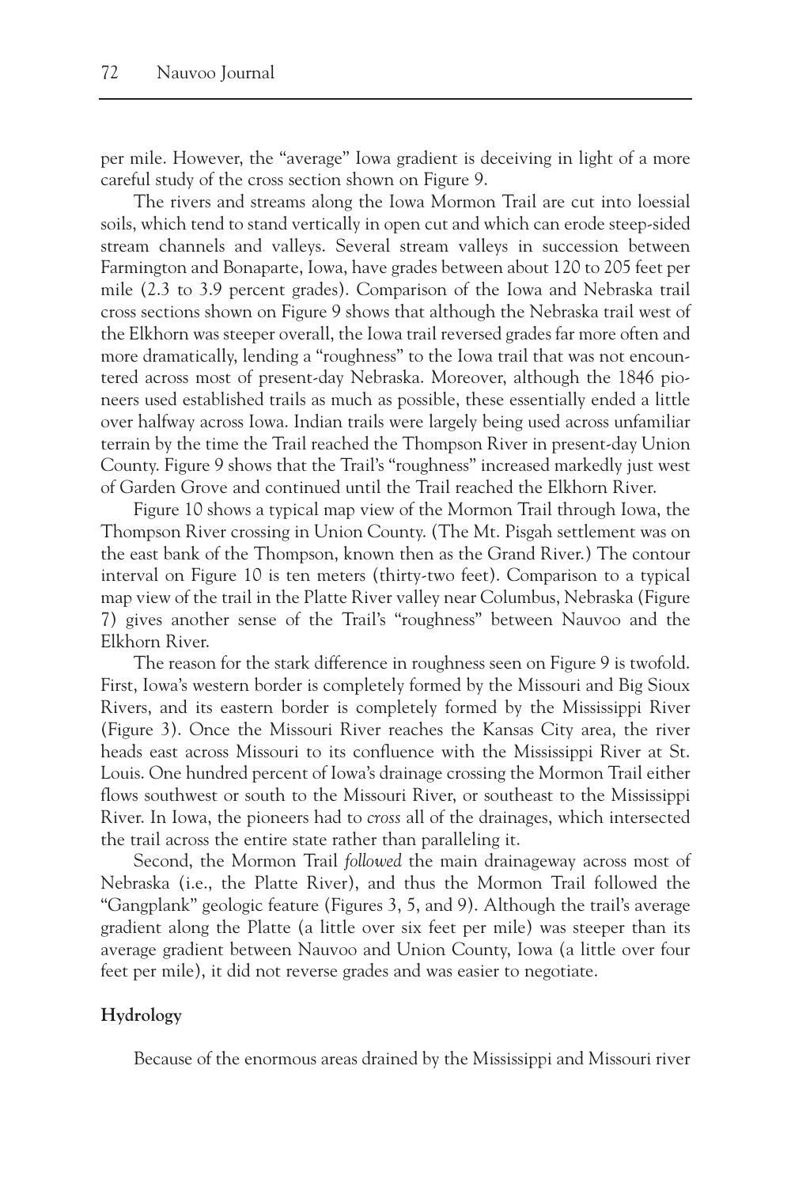per mile. However, the "average" Iowa gradient is deceiving in light of a more careful study of the cross section shown on Figure 9.

The rivers and streams along the Iowa Mormon Trail are cut into loessial soils, which tend to stand vertically in open cut and which can erode steep-sided stream channels and valleys. Several stream valleys in succession between Farmington and Bonaparte, Iowa, have grades between about 120 to 205 feet per mile (2.3 to 3.9 percent grades). Comparison of the Iowa and Nebraska trail cross sections shown on Figure 9 shows that although the Nebraska trail west of the Elkhorn was steeper overall, the Iowa trail reversed grades far more often and more dramatically, lending a "roughness" to the Iowa trail that was not encountered across most of present-day Nebraska. Moreover, although the 1846 pioneers used established trails as much as possible, these essentially ended a little over halfway across Iowa. Indian trails were largely being used across unfamiliar terrain by the time the Trail reached the Thompson River in present-day Union County. Figure 9 shows that the Trail's "roughness" increased markedly just west of Garden Grove and continued until the Trail reached the Elkhorn River.

Figure 10 shows a typical map view of the Mormon Trail through Iowa, the Thompson River crossing in Union County. (The Mt. Pisgah settlement was on the east bank of the Thompson, known then as the Grand River.) The contour interval on Figure 10 is ten meters (thirty-two feet). Comparison to a typical map view of the trail in the Platte River valley near Columbus, Nebraska (Figure 7) gives another sense of the Trail's "roughness" between Nauvoo and the Elkhorn River.

The reason for the stark difference in roughness seen on Figure 9 is twofold. First, Iowa's western border is completely formed by the Missouri and Big Sioux Rivers, and its eastern border is completely formed by the Mississippi River (Figure 3). Once the Missouri River reaches the Kansas City area, the river heads east across Missouri to its confluence with the Mississippi River at St. Louis. One hundred percent of Iowa's drainage crossing the Mormon Trail either flows southwest or south to the Missouri River, or southeast to the Mississippi River. In Iowa, the pioneers had to *cross* all of the drainages, which intersected the trail across the entire state rather than paralleling it.

Second, the Mormon Trail *followed* the main drainageway across most of Nebraska (i.e., the Platte River), and thus the Mormon Trail followed the "Gangplank" geologic feature (Figures 3, 5, and 9). Although the trail's average gradient along the Platte (a little over six feet per mile) was steeper than its average gradient between Nauvoo and Union County, Iowa (a little over four feet per mile), it did not reverse grades and was easier to negotiate.

**Hydrology**

Because of the enormous areas drained by the Mississippi and Missouri river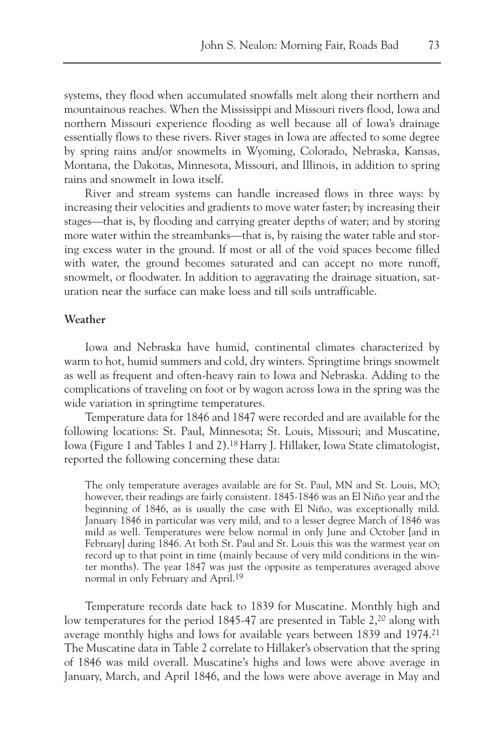systems, they flood when accumulated snowfalls melt along their northern and mountainous reaches. When the Mississippi and Missouri rivers flood, Iowa and northern Missouri experience flooding as well because all of Iowa's drainage essentially flows to these rivers. River stages in Iowa are affected to some degree by spring rains and/or snowmelts in Wyoming, Colorado, Nebraska, Kansas, Montana, the Dakotas, Minnesota, Missouri, and Illinois, in addition to spring rains and snowmelt in Iowa itself.

River and stream systems can handle increased flows in three ways: by increasing their velocities and gradients to move water faster; by increasing their stages—that is, by flooding and carrying greater depths of water; and by storing more water within the streambanks—that is, by raising the water table and storing excess water in the ground. If most or all of the void spaces become filled with water, the ground becomes saturated and can accept no more runoff, snowmelt, or floodwater. In addition to aggravating the drainage situation, saturation near the surface can make loess and till soils untrafficable.

### Weather

Iowa and Nebraska have humid, continental climates characterized by warm to hot, humid summers and cold, dry winters. Springtime brings snowmelt as well as frequent and often-heavy rain to Iowa and Nebraska. Adding to the complications of traveling on foot or by wagon across Iowa in the spring was the wide variation in springtime temperatures.

Temperature data for 1846 and 1847 were recorded and are available for the following locations: St. Paul, Minnesota; St. Louis, Missouri; and Muscatine, Iowa (Figure 1 and Tables 1 and 2).[18] Harry J. Hillaker, Iowa State climatologist, reported the following concerning these data:

> The only temperature averages available are for St. Paul, MN and St. Louis, MO; however, their readings are fairly consistent. 1845-1846 was an El Niño year and the beginning of 1846, as is usually the case with El Niño, was exceptionally mild. January 1846 in particular was very mild, and to a lesser degree March of 1846 was mild as well. Temperatures were below normal in only June and October [and in February] during 1846. At both St. Paul and St. Louis this was the warmest year on record up to that point in time (mainly because of very mild conditions in the winter months). The year 1847 was just the opposite as temperatures averaged above normal in only February and April.[19]

Temperature records date back to 1839 for Muscatine. Monthly high and low temperatures for the period 1845-47 are presented in Table 2,[20] along with average monthly highs and lows for available years between 1839 and 1974.[21] The Muscatine data in Table 2 correlate to Hillaker's observation that the spring of 1846 was mild overall. Muscatine's highs and lows were above average in January, March, and April 1846, and the lows were above average in May and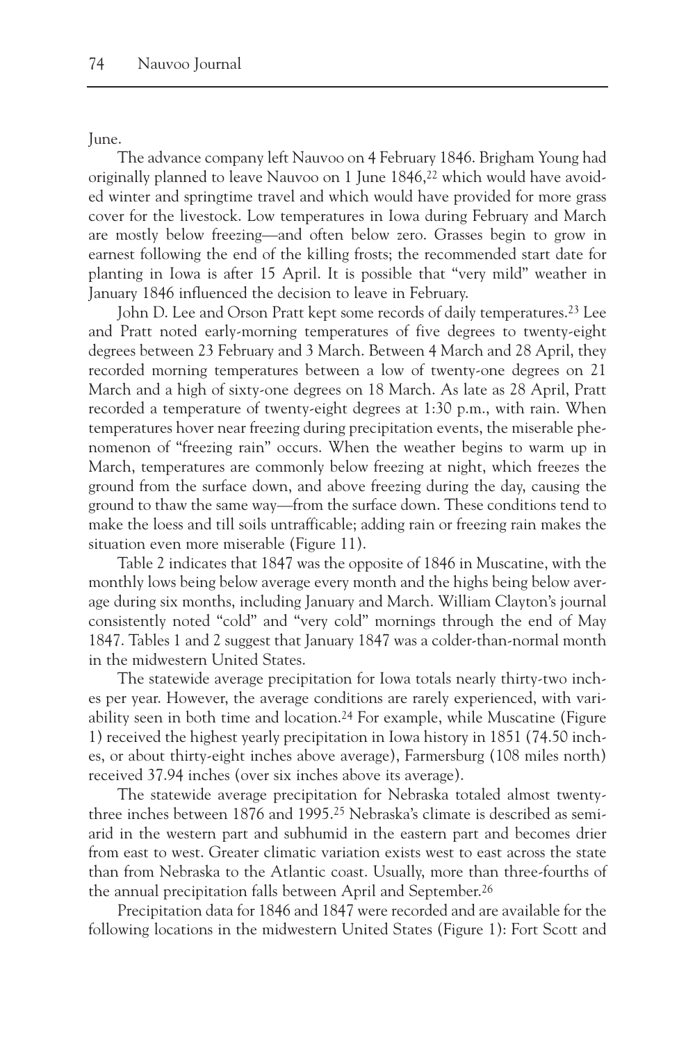June.

The advance company left Nauvoo on 4 February 1846. Brigham Young had originally planned to leave Nauvoo on 1 June 1846,[22] which would have avoided winter and springtime travel and which would have provided for more grass cover for the livestock. Low temperatures in Iowa during February and March are mostly below freezing—and often below zero. Grasses begin to grow in earnest following the end of the killing frosts; the recommended start date for planting in Iowa is after 15 April. It is possible that "very mild" weather in January 1846 influenced the decision to leave in February.

John D. Lee and Orson Pratt kept some records of daily temperatures.[23] Lee and Pratt noted early-morning temperatures of five degrees to twenty-eight degrees between 23 February and 3 March. Between 4 March and 28 April, they recorded morning temperatures between a low of twenty-one degrees on 21 March and a high of sixty-one degrees on 18 March. As late as 28 April, Pratt recorded a temperature of twenty-eight degrees at 1:30 p.m., with rain. When temperatures hover near freezing during precipitation events, the miserable phenomenon of "freezing rain" occurs. When the weather begins to warm up in March, temperatures are commonly below freezing at night, which freezes the ground from the surface down, and above freezing during the day, causing the ground to thaw the same way—from the surface down. These conditions tend to make the loess and till soils untrafficable; adding rain or freezing rain makes the situation even more miserable (Figure 11).

Table 2 indicates that 1847 was the opposite of 1846 in Muscatine, with the monthly lows being below average every month and the highs being below average during six months, including January and March. William Clayton's journal consistently noted "cold" and "very cold" mornings through the end of May 1847. Tables 1 and 2 suggest that January 1847 was a colder-than-normal month in the midwestern United States.

The statewide average precipitation for Iowa totals nearly thirty-two inches per year. However, the average conditions are rarely experienced, with variability seen in both time and location.[24] For example, while Muscatine (Figure 1) received the highest yearly precipitation in Iowa history in 1851 (74.50 inches, or about thirty-eight inches above average), Farmersburg (108 miles north) received 37.94 inches (over six inches above its average).

The statewide average precipitation for Nebraska totaled almost twenty-three inches between 1876 and 1995.[25] Nebraska's climate is described as semi-arid in the western part and subhumid in the eastern part and becomes drier from east to west. Greater climatic variation exists west to east across the state than from Nebraska to the Atlantic coast. Usually, more than three-fourths of the annual precipitation falls between April and September.[26]

Precipitation data for 1846 and 1847 were recorded and are available for the following locations in the midwestern United States (Figure 1): Fort Scott and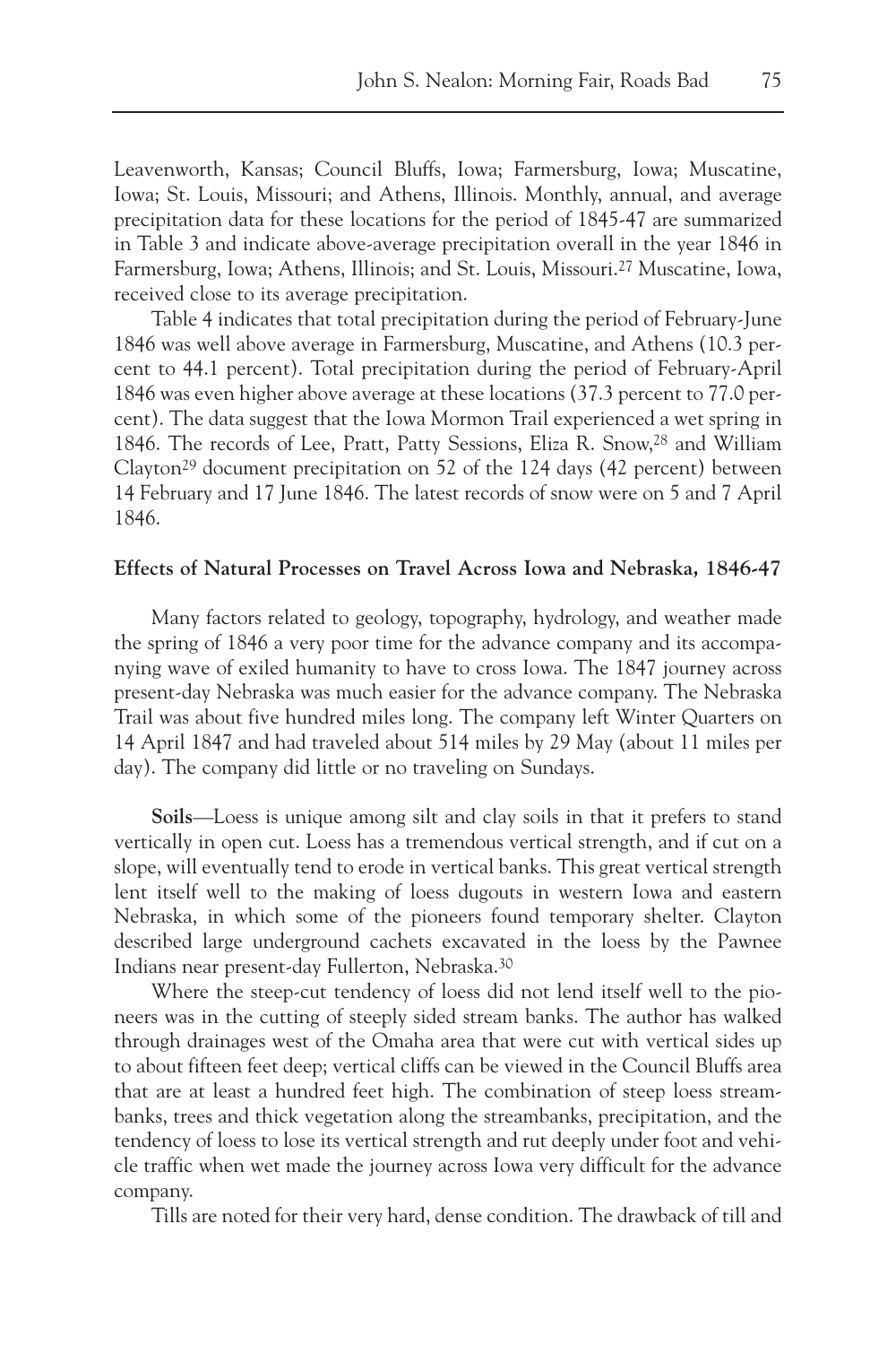Leavenworth, Kansas; Council Bluffs, Iowa; Farmersburg, Iowa; Muscatine, Iowa; St. Louis, Missouri; and Athens, Illinois. Monthly, annual, and average precipitation data for these locations for the period of 1845-47 are summarized in Table 3 and indicate above-average precipitation overall in the year 1846 in Farmersburg, Iowa; Athens, Illinois; and St. Louis, Missouri.[27] Muscatine, Iowa, received close to its average precipitation.

Table 4 indicates that total precipitation during the period of February-June 1846 was well above average in Farmersburg, Muscatine, and Athens (10.3 percent to 44.1 percent). Total precipitation during the period of February-April 1846 was even higher above average at these locations (37.3 percent to 77.0 percent). The data suggest that the Iowa Mormon Trail experienced a wet spring in 1846. The records of Lee, Pratt, Patty Sessions, Eliza R. Snow,[28] and William Clayton[29] document precipitation on 52 of the 124 days (42 percent) between 14 February and 17 June 1846. The latest records of snow were on 5 and 7 April 1846.

**Effects of Natural Processes on Travel Across Iowa and Nebraska, 1846-47**

Many factors related to geology, topography, hydrology, and weather made the spring of 1846 a very poor time for the advance company and its accompanying wave of exiled humanity to have to cross Iowa. The 1847 journey across present-day Nebraska was much easier for the advance company. The Nebraska Trail was about five hundred miles long. The company left Winter Quarters on 14 April 1847 and had traveled about 514 miles by 29 May (about 11 miles per day). The company did little or no traveling on Sundays.

**Soils**—Loess is unique among silt and clay soils in that it prefers to stand vertically in open cut. Loess has a tremendous vertical strength, and if cut on a slope, will eventually tend to erode in vertical banks. This great vertical strength lent itself well to the making of loess dugouts in western Iowa and eastern Nebraska, in which some of the pioneers found temporary shelter. Clayton described large underground cachets excavated in the loess by the Pawnee Indians near present-day Fullerton, Nebraska.[30]

Where the steep-cut tendency of loess did not lend itself well to the pioneers was in the cutting of steeply sided stream banks. The author has walked through drainages west of the Omaha area that were cut with vertical sides up to about fifteen feet deep; vertical cliffs can be viewed in the Council Bluffs area that are at least a hundred feet high. The combination of steep loess streambanks, trees and thick vegetation along the streambanks, precipitation, and the tendency of loess to lose its vertical strength and rut deeply under foot and vehicle traffic when wet made the journey across Iowa very difficult for the advance company.

Tills are noted for their very hard, dense condition. The drawback of till and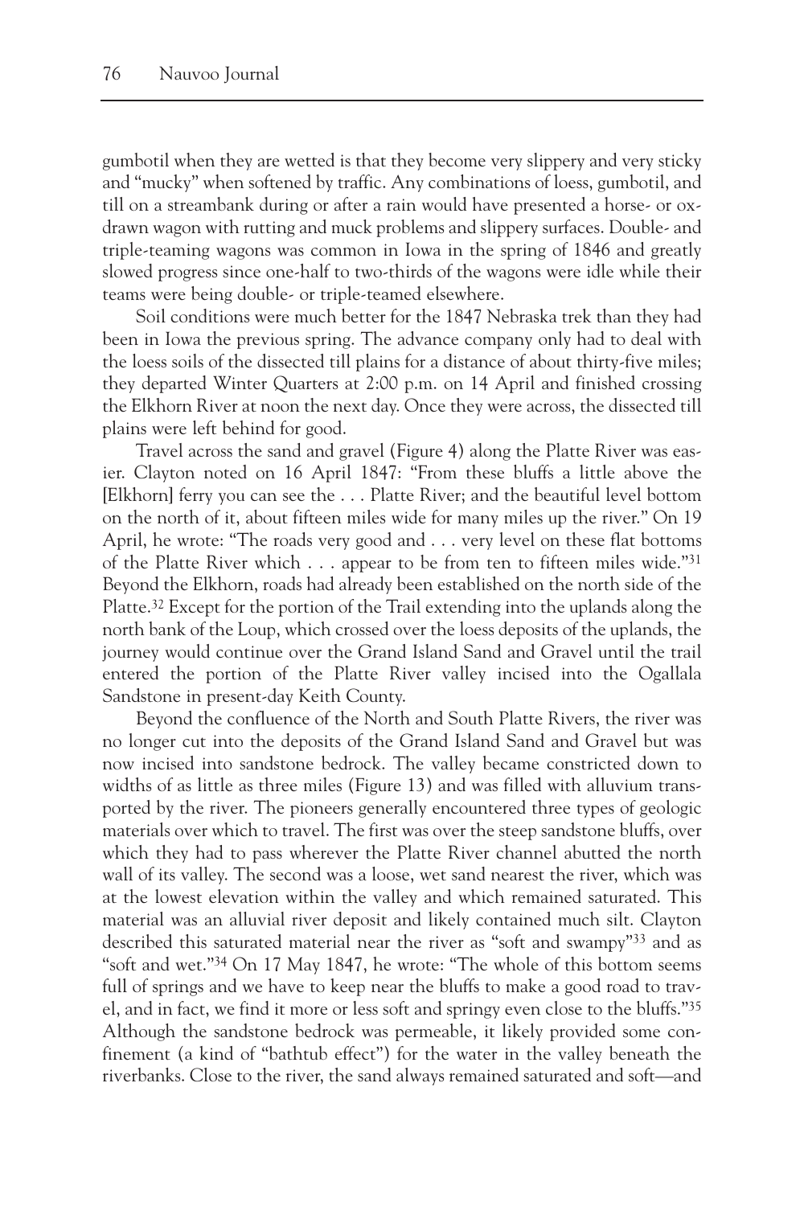gumbotil when they are wetted is that they become very slippery and very sticky and "mucky" when softened by traffic. Any combinations of loess, gumbotil, and till on a streambank during or after a rain would have presented a horse- or ox-drawn wagon with rutting and muck problems and slippery surfaces. Double- and triple-teaming wagons was common in Iowa in the spring of 1846 and greatly slowed progress since one-half to two-thirds of the wagons were idle while their teams were being double- or triple-teamed elsewhere.

Soil conditions were much better for the 1847 Nebraska trek than they had been in Iowa the previous spring. The advance company only had to deal with the loess soils of the dissected till plains for a distance of about thirty-five miles; they departed Winter Quarters at 2:00 p.m. on 14 April and finished crossing the Elkhorn River at noon the next day. Once they were across, the dissected till plains were left behind for good.

Travel across the sand and gravel (Figure 4) along the Platte River was easier. Clayton noted on 16 April 1847: "From these bluffs a little above the [Elkhorn] ferry you can see the . . . Platte River; and the beautiful level bottom on the north of it, about fifteen miles wide for many miles up the river." On 19 April, he wrote: "The roads very good and . . . very level on these flat bottoms of the Platte River which . . . appear to be from ten to fifteen miles wide."[31] Beyond the Elkhorn, roads had already been established on the north side of the Platte.[32] Except for the portion of the Trail extending into the uplands along the north bank of the Loup, which crossed over the loess deposits of the uplands, the journey would continue over the Grand Island Sand and Gravel until the trail entered the portion of the Platte River valley incised into the Ogallala Sandstone in present-day Keith County.

Beyond the confluence of the North and South Platte Rivers, the river was no longer cut into the deposits of the Grand Island Sand and Gravel but was now incised into sandstone bedrock. The valley became constricted down to widths of as little as three miles (Figure 13) and was filled with alluvium transported by the river. The pioneers generally encountered three types of geologic materials over which to travel. The first was over the steep sandstone bluffs, over which they had to pass wherever the Platte River channel abutted the north wall of its valley. The second was a loose, wet sand nearest the river, which was at the lowest elevation within the valley and which remained saturated. This material was an alluvial river deposit and likely contained much silt. Clayton described this saturated material near the river as "soft and swampy"[33] and as "soft and wet."[34] On 17 May 1847, he wrote: "The whole of this bottom seems full of springs and we have to keep near the bluffs to make a good road to travel, and in fact, we find it more or less soft and springy even close to the bluffs."[35] Although the sandstone bedrock was permeable, it likely provided some confinement (a kind of "bathtub effect") for the water in the valley beneath the riverbanks. Close to the river, the sand always remained saturated and soft—and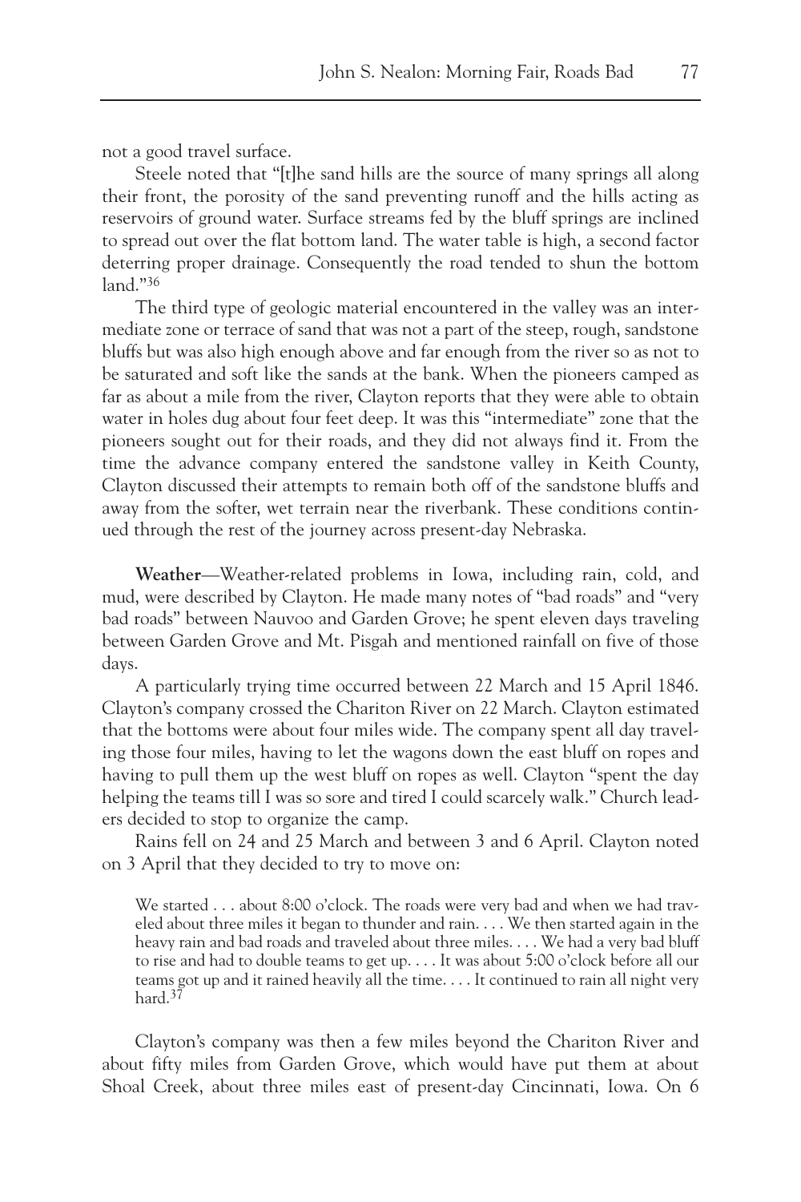not a good travel surface.

Steele noted that "[t]he sand hills are the source of many springs all along their front, the porosity of the sand preventing runoff and the hills acting as reservoirs of ground water. Surface streams fed by the bluff springs are inclined to spread out over the flat bottom land. The water table is high, a second factor deterring proper drainage. Consequently the road tended to shun the bottom land."[36]

The third type of geologic material encountered in the valley was an intermediate zone or terrace of sand that was not a part of the steep, rough, sandstone bluffs but was also high enough above and far enough from the river so as not to be saturated and soft like the sands at the bank. When the pioneers camped as far as about a mile from the river, Clayton reports that they were able to obtain water in holes dug about four feet deep. It was this "intermediate" zone that the pioneers sought out for their roads, and they did not always find it. From the time the advance company entered the sandstone valley in Keith County, Clayton discussed their attempts to remain both off of the sandstone bluffs and away from the softer, wet terrain near the riverbank. These conditions continued through the rest of the journey across present-day Nebraska.

**Weather**—Weather-related problems in Iowa, including rain, cold, and mud, were described by Clayton. He made many notes of "bad roads" and "very bad roads" between Nauvoo and Garden Grove; he spent eleven days traveling between Garden Grove and Mt. Pisgah and mentioned rainfall on five of those days.

A particularly trying time occurred between 22 March and 15 April 1846. Clayton's company crossed the Chariton River on 22 March. Clayton estimated that the bottoms were about four miles wide. The company spent all day traveling those four miles, having to let the wagons down the east bluff on ropes and having to pull them up the west bluff on ropes as well. Clayton "spent the day helping the teams till I was so sore and tired I could scarcely walk." Church leaders decided to stop to organize the camp.

Rains fell on 24 and 25 March and between 3 and 6 April. Clayton noted on 3 April that they decided to try to move on:

> We started . . . about 8:00 o'clock. The roads were very bad and when we had traveled about three miles it began to thunder and rain. . . . We then started again in the heavy rain and bad roads and traveled about three miles. . . . We had a very bad bluff to rise and had to double teams to get up. . . . It was about 5:00 o'clock before all our teams got up and it rained heavily all the time. . . . It continued to rain all night very hard.[37]

Clayton's company was then a few miles beyond the Chariton River and about fifty miles from Garden Grove, which would have put them at about Shoal Creek, about three miles east of present-day Cincinnati, Iowa. On 6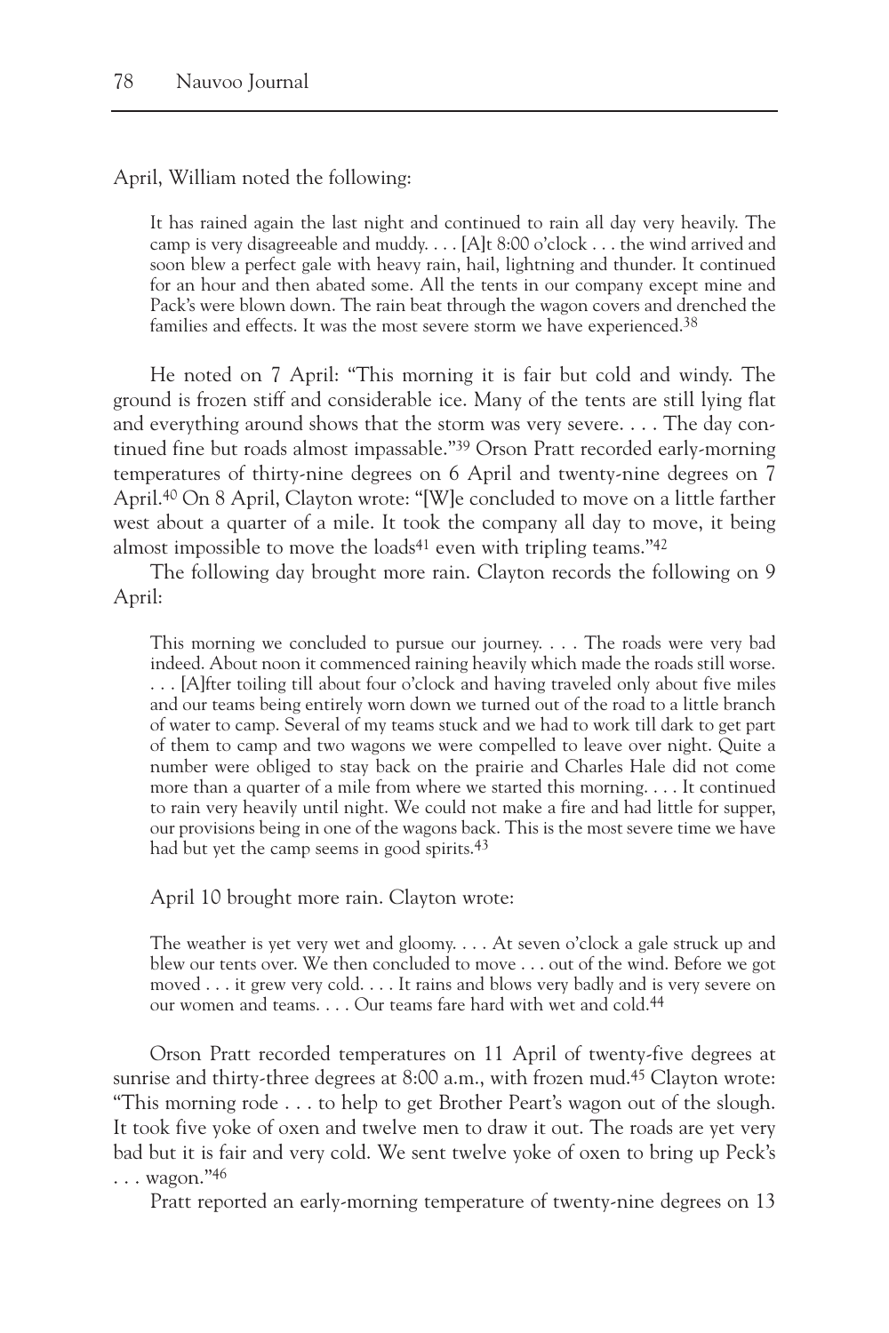April, William noted the following:

> It has rained again the last night and continued to rain all day very heavily. The camp is very disagreeable and muddy. . . . [A]t 8:00 o'clock . . . the wind arrived and soon blew a perfect gale with heavy rain, hail, lightning and thunder. It continued for an hour and then abated some. All the tents in our company except mine and Pack's were blown down. The rain beat through the wagon covers and drenched the families and effects. It was the most severe storm we have experienced.[38]

He noted on 7 April: "This morning it is fair but cold and windy. The ground is frozen stiff and considerable ice. Many of the tents are still lying flat and everything around shows that the storm was very severe. . . . The day continued fine but roads almost impassable."[39] Orson Pratt recorded early-morning temperatures of thirty-nine degrees on 6 April and twenty-nine degrees on 7 April.[40] On 8 April, Clayton wrote: "[W]e concluded to move on a little farther west about a quarter of a mile. It took the company all day to move, it being almost impossible to move the loads[41] even with tripling teams."[42]

The following day brought more rain. Clayton records the following on 9 April:

> This morning we concluded to pursue our journey. . . . The roads were very bad indeed. About noon it commenced raining heavily which made the roads still worse. . . . [A]fter toiling till about four o'clock and having traveled only about five miles and our teams being entirely worn down we turned out of the road to a little branch of water to camp. Several of my teams stuck and we had to work till dark to get part of them to camp and two wagons we were compelled to leave over night. Quite a number were obliged to stay back on the prairie and Charles Hale did not come more than a quarter of a mile from where we started this morning. . . . It continued to rain very heavily until night. We could not make a fire and had little for supper, our provisions being in one of the wagons back. This is the most severe time we have had but yet the camp seems in good spirits.[43]

April 10 brought more rain. Clayton wrote:

> The weather is yet very wet and gloomy. . . . At seven o'clock a gale struck up and blew our tents over. We then concluded to move . . . out of the wind. Before we got moved . . . it grew very cold. . . . It rains and blows very badly and is very severe on our women and teams. . . . Our teams fare hard with wet and cold.[44]

Orson Pratt recorded temperatures on 11 April of twenty-five degrees at sunrise and thirty-three degrees at 8:00 a.m., with frozen mud.[45] Clayton wrote: "This morning rode . . . to help to get Brother Peart's wagon out of the slough. It took five yoke of oxen and twelve men to draw it out. The roads are yet very bad but it is fair and very cold. We sent twelve yoke of oxen to bring up Peck's . . . wagon."[46]

Pratt reported an early-morning temperature of twenty-nine degrees on 13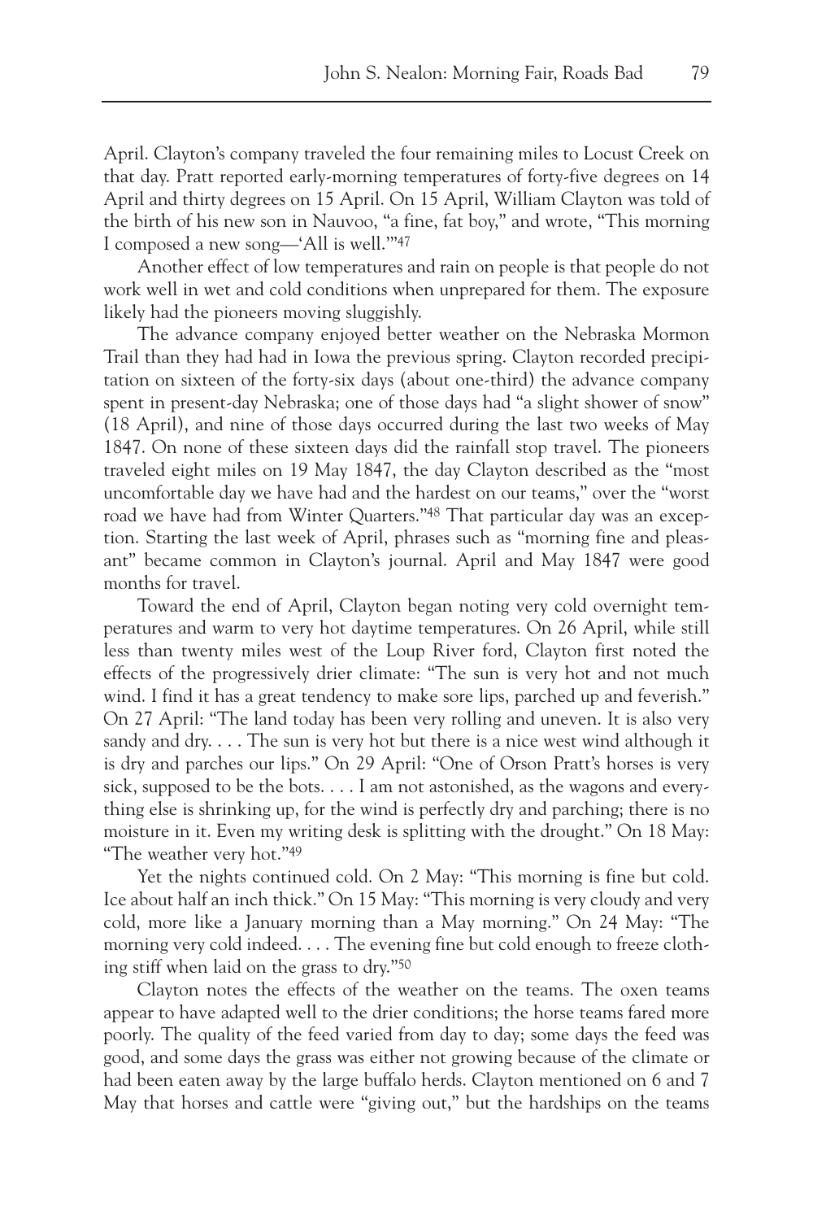April. Clayton's company traveled the four remaining miles to Locust Creek on that day. Pratt reported early-morning temperatures of forty-five degrees on 14 April and thirty degrees on 15 April. On 15 April, William Clayton was told of the birth of his new son in Nauvoo, "a fine, fat boy," and wrote, "This morning I composed a new song—'All is well.'"[47]

Another effect of low temperatures and rain on people is that people do not work well in wet and cold conditions when unprepared for them. The exposure likely had the pioneers moving sluggishly.

The advance company enjoyed better weather on the Nebraska Mormon Trail than they had had in Iowa the previous spring. Clayton recorded precipitation on sixteen of the forty-six days (about one-third) the advance company spent in present-day Nebraska; one of those days had "a slight shower of snow" (18 April), and nine of those days occurred during the last two weeks of May 1847. On none of these sixteen days did the rainfall stop travel. The pioneers traveled eight miles on 19 May 1847, the day Clayton described as the "most uncomfortable day we have had and the hardest on our teams," over the "worst road we have had from Winter Quarters."[48] That particular day was an exception. Starting the last week of April, phrases such as "morning fine and pleasant" became common in Clayton's journal. April and May 1847 were good months for travel.

Toward the end of April, Clayton began noting very cold overnight temperatures and warm to very hot daytime temperatures. On 26 April, while still less than twenty miles west of the Loup River ford, Clayton first noted the effects of the progressively drier climate: "The sun is very hot and not much wind. I find it has a great tendency to make sore lips, parched up and feverish." On 27 April: "The land today has been very rolling and uneven. It is also very sandy and dry. . . . The sun is very hot but there is a nice west wind although it is dry and parches our lips." On 29 April: "One of Orson Pratt's horses is very sick, supposed to be the bots. . . . I am not astonished, as the wagons and everything else is shrinking up, for the wind is perfectly dry and parching; there is no moisture in it. Even my writing desk is splitting with the drought." On 18 May: "The weather very hot."[49]

Yet the nights continued cold. On 2 May: "This morning is fine but cold. Ice about half an inch thick." On 15 May: "This morning is very cloudy and very cold, more like a January morning than a May morning." On 24 May: "The morning very cold indeed. . . . The evening fine but cold enough to freeze clothing stiff when laid on the grass to dry."[50]

Clayton notes the effects of the weather on the teams. The oxen teams appear to have adapted well to the drier conditions; the horse teams fared more poorly. The quality of the feed varied from day to day; some days the feed was good, and some days the grass was either not growing because of the climate or had been eaten away by the large buffalo herds. Clayton mentioned on 6 and 7 May that horses and cattle were "giving out," but the hardships on the teams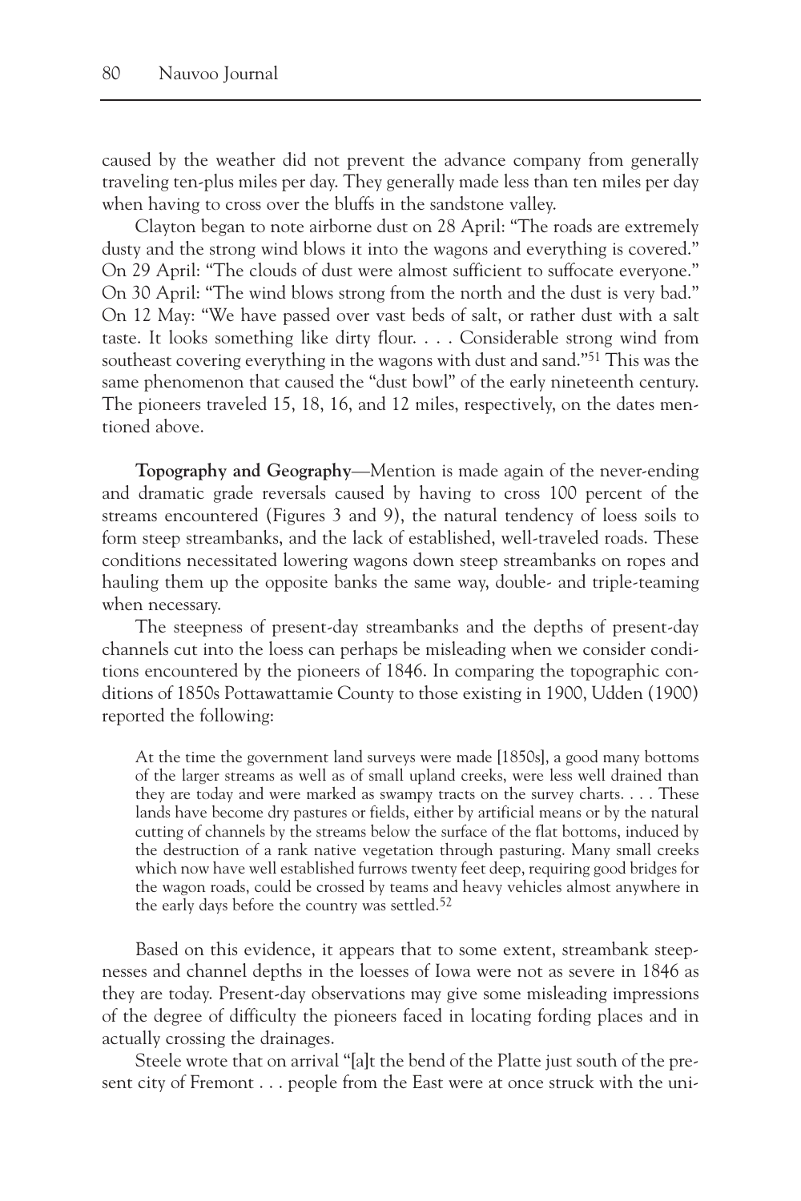caused by the weather did not prevent the advance company from generally traveling ten-plus miles per day. They generally made less than ten miles per day when having to cross over the bluffs in the sandstone valley.

Clayton began to note airborne dust on 28 April: "The roads are extremely dusty and the strong wind blows it into the wagons and everything is covered." On 29 April: "The clouds of dust were almost sufficient to suffocate everyone." On 30 April: "The wind blows strong from the north and the dust is very bad." On 12 May: "We have passed over vast beds of salt, or rather dust with a salt taste. It looks something like dirty flour. . . . Considerable strong wind from southeast covering everything in the wagons with dust and sand."[51] This was the same phenomenon that caused the "dust bowl" of the early nineteenth century. The pioneers traveled 15, 18, 16, and 12 miles, respectively, on the dates mentioned above.

**Topography and Geography**—Mention is made again of the never-ending and dramatic grade reversals caused by having to cross 100 percent of the streams encountered (Figures 3 and 9), the natural tendency of loess soils to form steep streambanks, and the lack of established, well-traveled roads. These conditions necessitated lowering wagons down steep streambanks on ropes and hauling them up the opposite banks the same way, double- and triple-teaming when necessary.

The steepness of present-day streambanks and the depths of present-day channels cut into the loess can perhaps be misleading when we consider conditions encountered by the pioneers of 1846. In comparing the topographic conditions of 1850s Pottawattamie County to those existing in 1900, Udden (1900) reported the following:

> At the time the government land surveys were made [1850s], a good many bottoms of the larger streams as well as of small upland creeks, were less well drained than they are today and were marked as swampy tracts on the survey charts. . . . These lands have become dry pastures or fields, either by artificial means or by the natural cutting of channels by the streams below the surface of the flat bottoms, induced by the destruction of a rank native vegetation through pasturing. Many small creeks which now have well established furrows twenty feet deep, requiring good bridges for the wagon roads, could be crossed by teams and heavy vehicles almost anywhere in the early days before the country was settled.[52]

Based on this evidence, it appears that to some extent, streambank steepnesses and channel depths in the loesses of Iowa were not as severe in 1846 as they are today. Present-day observations may give some misleading impressions of the degree of difficulty the pioneers faced in locating fording places and in actually crossing the drainages.

Steele wrote that on arrival "[a]t the bend of the Platte just south of the present city of Fremont . . . people from the East were at once struck with the uni-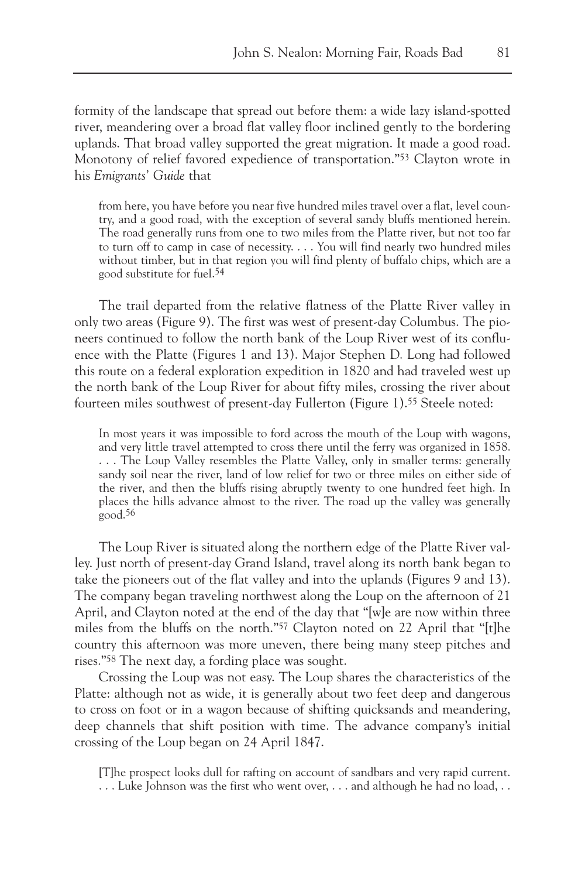formity of the landscape that spread out before them: a wide lazy island-spotted river, meandering over a broad flat valley floor inclined gently to the bordering uplands. That broad valley supported the great migration. It made a good road. Monotony of relief favored expedience of transportation."[53] Clayton wrote in his *Emigrants' Guide* that

> from here, you have before you near five hundred miles travel over a flat, level country, and a good road, with the exception of several sandy bluffs mentioned herein. The road generally runs from one to two miles from the Platte river, but not too far to turn off to camp in case of necessity. . . . You will find nearly two hundred miles without timber, but in that region you will find plenty of buffalo chips, which are a good substitute for fuel.[54]

The trail departed from the relative flatness of the Platte River valley in only two areas (Figure 9). The first was west of present-day Columbus. The pioneers continued to follow the north bank of the Loup River west of its confluence with the Platte (Figures 1 and 13). Major Stephen D. Long had followed this route on a federal exploration expedition in 1820 and had traveled west up the north bank of the Loup River for about fifty miles, crossing the river about fourteen miles southwest of present-day Fullerton (Figure 1).[55] Steele noted:

> In most years it was impossible to ford across the mouth of the Loup with wagons, and very little travel attempted to cross there until the ferry was organized in 1858. . . . The Loup Valley resembles the Platte Valley, only in smaller terms: generally sandy soil near the river, land of low relief for two or three miles on either side of the river, and then the bluffs rising abruptly twenty to one hundred feet high. In places the hills advance almost to the river. The road up the valley was generally good.[56]

The Loup River is situated along the northern edge of the Platte River valley. Just north of present-day Grand Island, travel along its north bank began to take the pioneers out of the flat valley and into the uplands (Figures 9 and 13). The company began traveling northwest along the Loup on the afternoon of 21 April, and Clayton noted at the end of the day that "[w]e are now within three miles from the bluffs on the north."[57] Clayton noted on 22 April that "[t]he country this afternoon was more uneven, there being many steep pitches and rises."[58] The next day, a fording place was sought.

Crossing the Loup was not easy. The Loup shares the characteristics of the Platte: although not as wide, it is generally about two feet deep and dangerous to cross on foot or in a wagon because of shifting quicksands and meandering, deep channels that shift position with time. The advance company's initial crossing of the Loup began on 24 April 1847.

> [T]he prospect looks dull for rafting on account of sandbars and very rapid current. . . . Luke Johnson was the first who went over, . . . and although he had no load, . .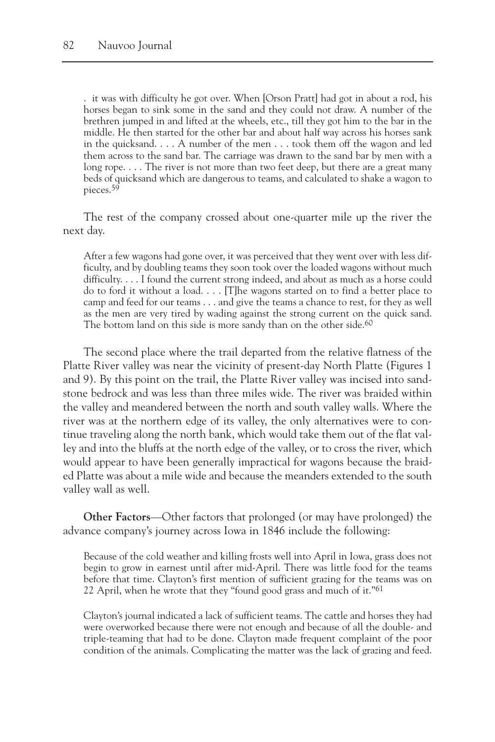. it was with difficulty he got over. When [Orson Pratt] had got in about a rod, his horses began to sink some in the sand and they could not draw. A number of the brethren jumped in and lifted at the wheels, etc., till they got him to the bar in the middle. He then started for the other bar and about half way across his horses sank in the quicksand. . . . A number of the men . . . took them off the wagon and led them across to the sand bar. The carriage was drawn to the sand bar by men with a long rope. . . . The river is not more than two feet deep, but there are a great many beds of quicksand which are dangerous to teams, and calculated to shake a wagon to pieces.[59]

The rest of the company crossed about one-quarter mile up the river the next day.

> After a few wagons had gone over, it was perceived that they went over with less difficulty, and by doubling teams they soon took over the loaded wagons without much difficulty. . . . I found the current strong indeed, and about as much as a horse could do to ford it without a load. . . . [T]he wagons started on to find a better place to camp and feed for our teams . . . and give the teams a chance to rest, for they as well as the men are very tired by wading against the strong current on the quick sand. The bottom land on this side is more sandy than on the other side.[60]

The second place where the trail departed from the relative flatness of the Platte River valley was near the vicinity of present-day North Platte (Figures 1 and 9). By this point on the trail, the Platte River valley was incised into sandstone bedrock and was less than three miles wide. The river was braided within the valley and meandered between the north and south valley walls. Where the river was at the northern edge of its valley, the only alternatives were to continue traveling along the north bank, which would take them out of the flat valley and into the bluffs at the north edge of the valley, or to cross the river, which would appear to have been generally impractical for wagons because the braided Platte was about a mile wide and because the meanders extended to the south valley wall as well.

**Other Factors**—Other factors that prolonged (or may have prolonged) the advance company's journey across Iowa in 1846 include the following:

> Because of the cold weather and killing frosts well into April in Iowa, grass does not begin to grow in earnest until after mid-April. There was little food for the teams before that time. Clayton's first mention of sufficient grazing for the teams was on 22 April, when he wrote that they "found good grass and much of it."[61]
>
> Clayton's journal indicated a lack of sufficient teams. The cattle and horses they had were overworked because there were not enough and because of all the double- and triple-teaming that had to be done. Clayton made frequent complaint of the poor condition of the animals. Complicating the matter was the lack of grazing and feed.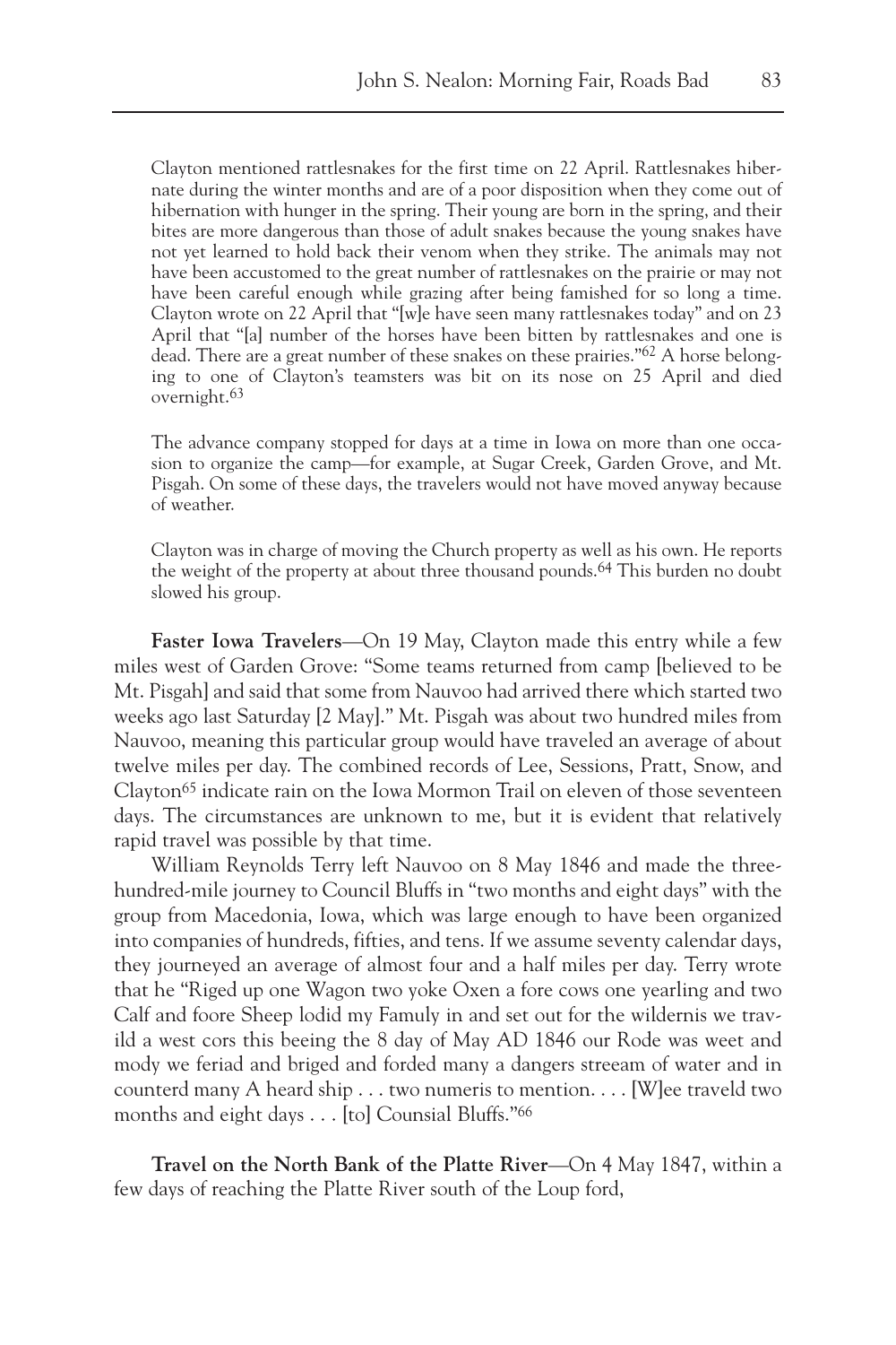Clayton mentioned rattlesnakes for the first time on 22 April. Rattlesnakes hibernate during the winter months and are of a poor disposition when they come out of hibernation with hunger in the spring. Their young are born in the spring, and their bites are more dangerous than those of adult snakes because the young snakes have not yet learned to hold back their venom when they strike. The animals may not have been accustomed to the great number of rattlesnakes on the prairie or may not have been careful enough while grazing after being famished for so long a time. Clayton wrote on 22 April that "[w]e have seen many rattlesnakes today" and on 23 April that "[a] number of the horses have been bitten by rattlesnakes and one is dead. There are a great number of these snakes on these prairies."[62] A horse belonging to one of Clayton's teamsters was bit on its nose on 25 April and died overnight.[63]

The advance company stopped for days at a time in Iowa on more than one occasion to organize the camp—for example, at Sugar Creek, Garden Grove, and Mt. Pisgah. On some of these days, the travelers would not have moved anyway because of weather.

Clayton was in charge of moving the Church property as well as his own. He reports the weight of the property at about three thousand pounds.[64] This burden no doubt slowed his group.

**Faster Iowa Travelers**—On 19 May, Clayton made this entry while a few miles west of Garden Grove: "Some teams returned from camp [believed to be Mt. Pisgah] and said that some from Nauvoo had arrived there which started two weeks ago last Saturday [2 May]." Mt. Pisgah was about two hundred miles from Nauvoo, meaning this particular group would have traveled an average of about twelve miles per day. The combined records of Lee, Sessions, Pratt, Snow, and Clayton[65] indicate rain on the Iowa Mormon Trail on eleven of those seventeen days. The circumstances are unknown to me, but it is evident that relatively rapid travel was possible by that time.

William Reynolds Terry left Nauvoo on 8 May 1846 and made the three-hundred-mile journey to Council Bluffs in "two months and eight days" with the group from Macedonia, Iowa, which was large enough to have been organized into companies of hundreds, fifties, and tens. If we assume seventy calendar days, they journeyed an average of almost four and a half miles per day. Terry wrote that he "Riged up one Wagon two yoke Oxen a fore cows one yearling and two Calf and foore Sheep lodid my Famuly in and set out for the wildernis we travild a west cors this beeing the 8 day of May AD 1846 our Rode was weet and mody we feriad and briged and forded many a dangers streeam of water and in counterd many A heard ship . . . two numeris to mention. . . . [W]ee traveld two months and eight days . . . [to] Counsial Bluffs."[66]

**Travel on the North Bank of the Platte River**—On 4 May 1847, within a few days of reaching the Platte River south of the Loup ford,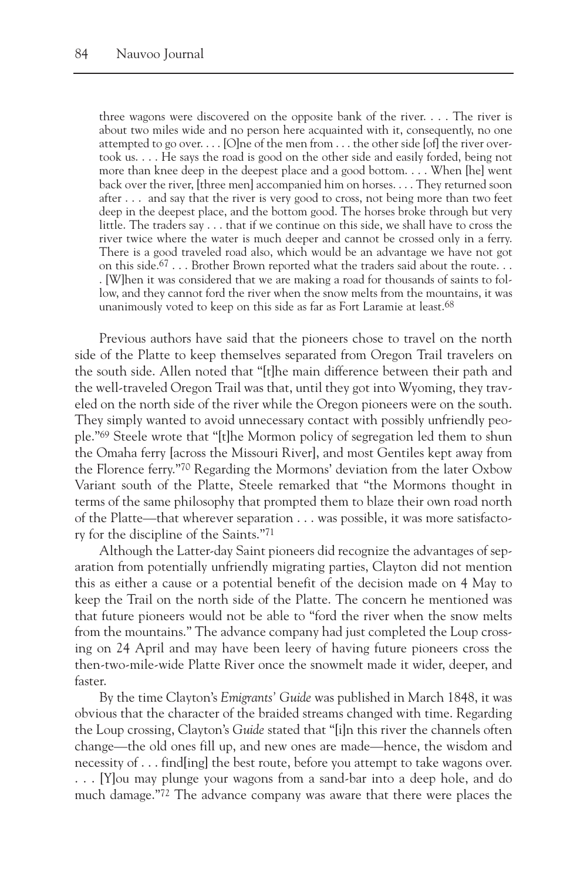> three wagons were discovered on the opposite bank of the river. . . . The river is about two miles wide and no person here acquainted with it, consequently, no one attempted to go over. . . . [O]ne of the men from . . . the other side [of] the river overtook us. . . . He says the road is good on the other side and easily forded, being not more than knee deep in the deepest place and a good bottom. . . . When [he] went back over the river, [three men] accompanied him on horses. . . . They returned soon after . . . and say that the river is very good to cross, not being more than two feet deep in the deepest place, and the bottom good. The horses broke through but very little. The traders say . . . that if we continue on this side, we shall have to cross the river twice where the water is much deeper and cannot be crossed only in a ferry. There is a good traveled road also, which would be an advantage we have not got on this side.[67] . . . Brother Brown reported what the traders said about the route. . . . [W]hen it was considered that we are making a road for thousands of saints to follow, and they cannot ford the river when the snow melts from the mountains, it was unanimously voted to keep on this side as far as Fort Laramie at least.[68]

Previous authors have said that the pioneers chose to travel on the north side of the Platte to keep themselves separated from Oregon Trail travelers on the south side. Allen noted that "[t]he main difference between their path and the well-traveled Oregon Trail was that, until they got into Wyoming, they traveled on the north side of the river while the Oregon pioneers were on the south. They simply wanted to avoid unnecessary contact with possibly unfriendly people."[69] Steele wrote that "[t]he Mormon policy of segregation led them to shun the Omaha ferry [across the Missouri River], and most Gentiles kept away from the Florence ferry."[70] Regarding the Mormons' deviation from the later Oxbow Variant south of the Platte, Steele remarked that "the Mormons thought in terms of the same philosophy that prompted them to blaze their own road north of the Platte—that wherever separation . . . was possible, it was more satisfactory for the discipline of the Saints."[71]

Although the Latter-day Saint pioneers did recognize the advantages of separation from potentially unfriendly migrating parties, Clayton did not mention this as either a cause or a potential benefit of the decision made on 4 May to keep the Trail on the north side of the Platte. The concern he mentioned was that future pioneers would not be able to "ford the river when the snow melts from the mountains." The advance company had just completed the Loup crossing on 24 April and may have been leery of having future pioneers cross the then-two-mile-wide Platte River once the snowmelt made it wider, deeper, and faster.

By the time Clayton's *Emigrants' Guide* was published in March 1848, it was obvious that the character of the braided streams changed with time. Regarding the Loup crossing, Clayton's *Guide* stated that "[i]n this river the channels often change—the old ones fill up, and new ones are made—hence, the wisdom and necessity of . . . find[ing] the best route, before you attempt to take wagons over. . . . [Y]ou may plunge your wagons from a sand-bar into a deep hole, and do much damage."[72] The advance company was aware that there were places the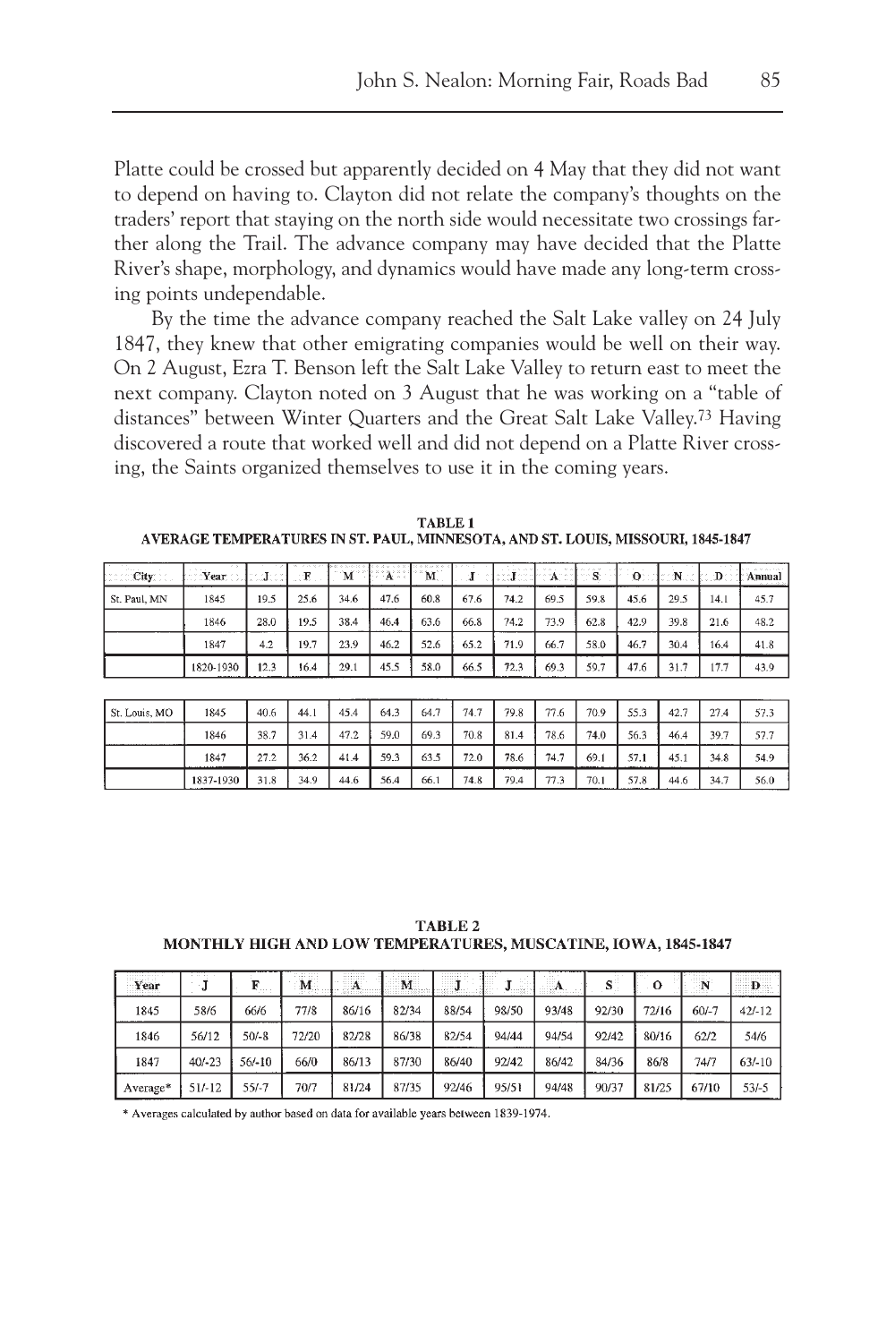Platte could be crossed but apparently decided on 4 May that they did not want to depend on having to. Clayton did not relate the company's thoughts on the traders' report that staying on the north side would necessitate two crossings farther along the Trail. The advance company may have decided that the Platte River's shape, morphology, and dynamics would have made any long-term crossing points undependable.

By the time the advance company reached the Salt Lake valley on 24 July 1847, they knew that other emigrating companies would be well on their way. On 2 August, Ezra T. Benson left the Salt Lake Valley to return east to meet the next company. Clayton noted on 3 August that he was working on a "table of distances" between Winter Quarters and the Great Salt Lake Valley.[73] Having discovered a route that worked well and did not depend on a Platte River crossing, the Saints organized themselves to use it in the coming years.

**TABLE 1**
**AVERAGE TEMPERATURES IN ST. PAUL, MINNESOTA, AND ST. LOUIS, MISSOURI, 1845-1847**

| City | Year | J | F | M | A | M | J | J | A | S | O | N | D | Annual |
|---|---|---|---|---|---|---|---|---|---|---|---|---|---|---|
| St. Paul, MN | 1845 | 19.5 | 25.6 | 34.6 | 47.6 | 60.8 | 67.6 | 74.2 | 69.5 | 59.8 | 45.6 | 29.5 | 14.1 | 45.7 |
| | 1846 | 28.0 | 19.5 | 38.4 | 46.4 | 63.6 | 66.8 | 74.2 | 73.9 | 62.8 | 42.9 | 39.8 | 21.6 | 48.2 |
| | 1847 | 4.2 | 19.7 | 23.9 | 46.2 | 52.6 | 65.2 | 71.9 | 66.7 | 58.0 | 46.7 | 30.4 | 16.4 | 41.8 |
| | 1820-1930 | 12.3 | 16.4 | 29.1 | 45.5 | 58.0 | 66.5 | 72.3 | 69.3 | 59.7 | 47.6 | 31.7 | 17.7 | 43.9 |
| St. Louis, MO | 1845 | 40.6 | 44.1 | 45.4 | 64.3 | 64.7 | 74.7 | 79.8 | 77.6 | 70.9 | 55.3 | 42.7 | 27.4 | 57.3 |
| | 1846 | 38.7 | 31.4 | 47.2 | 59.0 | 69.3 | 70.8 | 81.4 | 78.6 | 74.0 | 56.3 | 46.4 | 39.7 | 57.7 |
| | 1847 | 27.2 | 36.2 | 41.4 | 59.3 | 63.5 | 72.0 | 78.6 | 74.7 | 69.1 | 57.1 | 45.1 | 34.8 | 54.9 |
| | 1837-1930 | 31.8 | 34.9 | 44.6 | 56.4 | 66.1 | 74.8 | 79.4 | 77.3 | 70.1 | 57.8 | 44.6 | 34.7 | 56.0 |

**TABLE 2**
**MONTHLY HIGH AND LOW TEMPERATURES, MUSCATINE, IOWA, 1845-1847**

| Year | J | F | M | A | M | J | J | A | S | O | N | D |
|---|---|---|---|---|---|---|---|---|---|---|---|---|
| 1845 | 58/6 | 66/6 | 77/8 | 86/16 | 82/34 | 88/54 | 98/50 | 93/48 | 92/30 | 72/16 | 60/-7 | 42/-12 |
| 1846 | 56/12 | 50/-8 | 72/20 | 82/28 | 86/38 | 82/54 | 94/44 | 94/54 | 92/42 | 80/16 | 62/2 | 54/6 |
| 1847 | 40/-23 | 56/-10 | 66/0 | 86/13 | 87/30 | 86/40 | 92/42 | 86/42 | 84/36 | 86/8 | 74/7 | 63/-10 |
| Average* | 51/-12 | 55/-7 | 70/7 | 81/24 | 87/35 | 92/46 | 95/51 | 94/48 | 90/37 | 81/25 | 67/10 | 53/-5 |

\* Averages calculated by author based on data for available years between 1839-1974.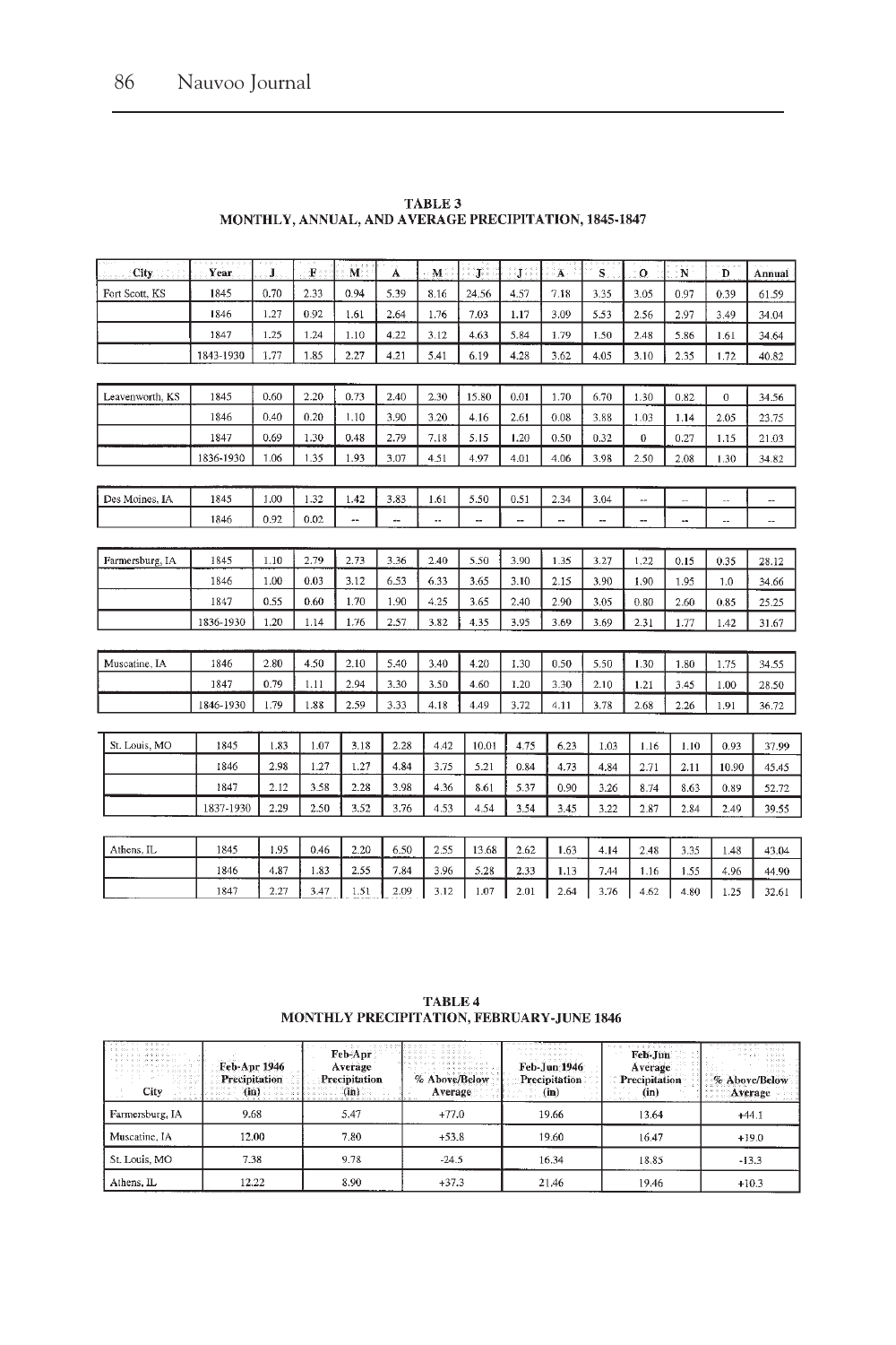**TABLE 3**
**MONTHLY, ANNUAL, AND AVERAGE PRECIPITATION, 1845-1847**

| City | Year | J | F | M | A | M | J | J | A | S | O | N | D | Annual |
|---|---|---|---|---|---|---|---|---|---|---|---|---|---|---|
| Fort Scott, KS | 1845 | 0.70 | 2.33 | 0.94 | 5.39 | 8.16 | 24.56 | 4.57 | 7.18 | 3.35 | 3.05 | 0.97 | 0.39 | 61.59 |
| | 1846 | 1.27 | 0.92 | 1.61 | 2.64 | 1.76 | 7.03 | 1.17 | 3.09 | 5.53 | 2.56 | 2.97 | 3.49 | 34.04 |
| | 1847 | 1.25 | 1.24 | 1.10 | 4.22 | 3.12 | 4.63 | 5.84 | 1.79 | 1.50 | 2.48 | 5.86 | 1.61 | 34.64 |
| | 1843-1930 | 1.77 | 1.85 | 2.27 | 4.21 | 5.41 | 6.19 | 4.28 | 3.62 | 4.05 | 3.10 | 2.35 | 1.72 | 40.82 |
| Leavenworth, KS | 1845 | 0.60 | 2.20 | 0.73 | 2.40 | 2.30 | 15.80 | 0.01 | 1.70 | 6.70 | 1.30 | 0.82 | 0 | 34.56 |
| | 1846 | 0.40 | 0.20 | 1.10 | 3.90 | 3.20 | 4.16 | 2.61 | 0.08 | 3.88 | 1.03 | 1.14 | 2.05 | 23.75 |
| | 1847 | 0.69 | 1.30 | 0.48 | 2.79 | 7.18 | 5.15 | 1.20 | 0.50 | 0.32 | 0 | 0.27 | 1.15 | 21.03 |
| | 1836-1930 | 1.06 | 1.35 | 1.93 | 3.07 | 4.51 | 4.97 | 4.01 | 4.06 | 3.98 | 2.50 | 2.08 | 1.30 | 34.82 |
| Des Moines, IA | 1845 | 1.00 | 1.32 | 1.42 | 3.83 | 1.61 | 5.50 | 0.51 | 2.34 | 3.04 | -- | -- | -- | -- |
| | 1846 | 0.92 | 0.02 | -- | -- | -- | -- | -- | -- | -- | -- | -- | -- | -- |
| Farmersburg, IA | 1845 | 1.10 | 2.79 | 2.73 | 3.36 | 2.40 | 5.50 | 3.90 | 1.35 | 3.27 | 1.22 | 0.15 | 0.35 | 28.12 |
| | 1846 | 1.00 | 0.03 | 3.12 | 6.53 | 6.33 | 3.65 | 3.10 | 2.15 | 3.90 | 1.90 | 1.95 | 1.0 | 34.66 |
| | 1847 | 0.55 | 0.60 | 1.70 | 1.90 | 4.25 | 3.65 | 2.40 | 2.90 | 3.05 | 0.80 | 2.60 | 0.85 | 25.25 |
| | 1836-1930 | 1.20 | 1.14 | 1.76 | 2.57 | 3.82 | 4.35 | 3.95 | 3.69 | 3.69 | 2.31 | 1.77 | 1.42 | 31.67 |
| Muscatine, IA | 1846 | 2.80 | 4.50 | 2.10 | 5.40 | 3.40 | 4.20 | 1.30 | 0.50 | 5.50 | 1.30 | 1.80 | 1.75 | 34.55 |
| | 1847 | 0.79 | 1.11 | 2.94 | 3.30 | 3.50 | 4.60 | 1.20 | 3.30 | 2.10 | 1.21 | 3.45 | 1.00 | 28.50 |
| | 1846-1930 | 1.79 | 1.88 | 2.59 | 3.33 | 4.18 | 4.49 | 3.72 | 4.11 | 3.78 | 2.68 | 2.26 | 1.91 | 36.72 |
| St. Louis, MO | 1845 | 1.83 | 1.07 | 3.18 | 2.28 | 4.42 | 10.01 | 4.75 | 6.23 | 1.03 | 1.16 | 1.10 | 0.93 | 37.99 |
| | 1846 | 2.98 | 1.27 | 1.27 | 4.84 | 3.75 | 5.21 | 0.84 | 4.73 | 4.84 | 2.71 | 2.11 | 10.90 | 45.45 |
| | 1847 | 2.12 | 3.58 | 2.28 | 3.98 | 4.36 | 8.61 | 5.37 | 0.90 | 3.26 | 8.74 | 8.63 | 0.89 | 52.72 |
| | 1837-1930 | 2.29 | 2.50 | 3.52 | 3.76 | 4.53 | 4.54 | 3.54 | 3.45 | 3.22 | 2.87 | 2.84 | 2.49 | 39.55 |
| Athens, IL | 1845 | 1.95 | 0.46 | 2.20 | 6.50 | 2.55 | 13.68 | 2.62 | 1.63 | 4.14 | 2.48 | 3.35 | 1.48 | 43.04 |
| | 1846 | 4.87 | 1.83 | 2.55 | 7.84 | 3.96 | 5.28 | 2.33 | 1.13 | 7.44 | 1.16 | 1.55 | 4.96 | 44.90 |
| | 1847 | 2.27 | 3.47 | 1.51 | 2.09 | 3.12 | 1.07 | 2.01 | 2.64 | 3.76 | 4.62 | 4.80 | 1.25 | 32.61 |

**TABLE 4**
**MONTHLY PRECIPITATION, FEBRUARY-JUNE 1846**

| City | Feb-Apr 1946 Precipitation (in) | Feb-Apr Average Precipitation (in) | % Above/Below Average | Feb-Jun 1946 Precipitation (in) | Feb-Jun Average Precipitation (in) | % Above/Below Average |
|---|---|---|---|---|---|---|
| Farmersburg, IA | 9.68 | 5.47 | +77.0 | 19.66 | 13.64 | +44.1 |
| Muscatine, IA | 12.00 | 7.80 | +53.8 | 19.60 | 16.47 | +19.0 |
| St. Louis, MO | 7.38 | 9.78 | -24.5 | 16.34 | 18.85 | -13.3 |
| Athens, IL | 12.22 | 8.90 | +37.3 | 21.46 | 19.46 | +10.3 |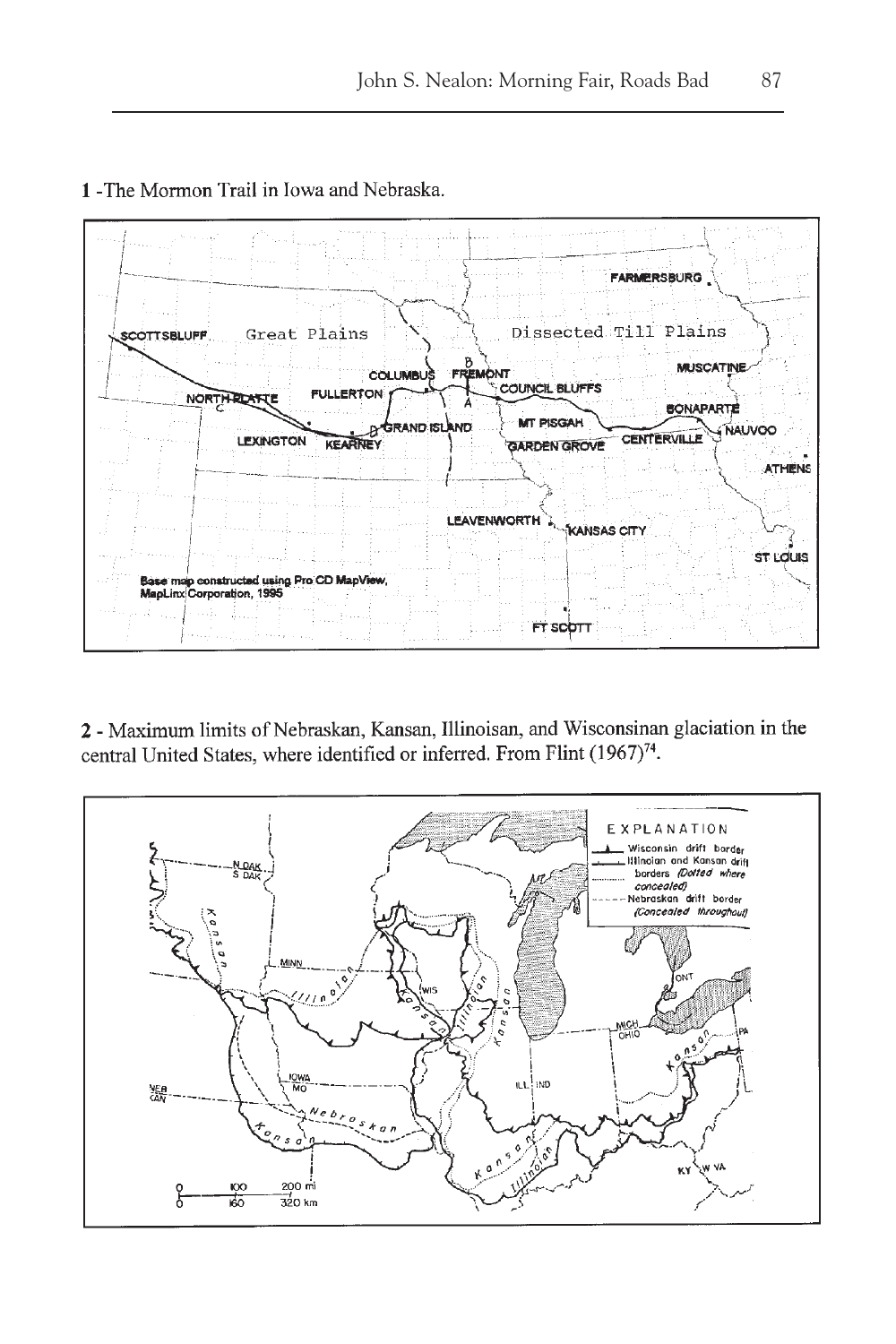1 -The Mormon Trail in Iowa and Nebraska.

2 - Maximum limits of Nebraskan, Kansan, Illinoisan, and Wisconsinan glaciation in the central United States, where identified or inferred. From Flint (1967)[74].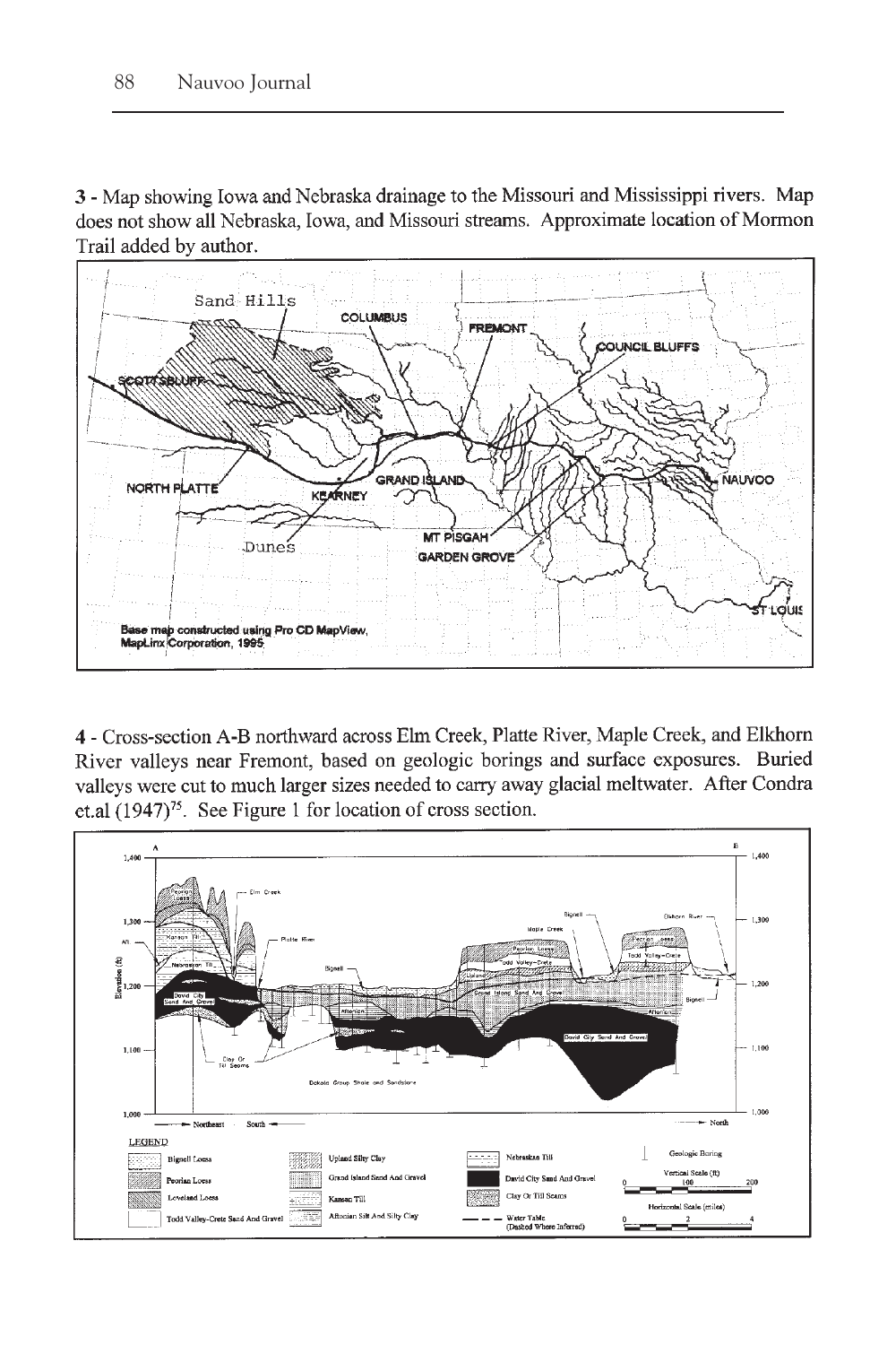3 - Map showing Iowa and Nebraska drainage to the Missouri and Mississippi rivers. Map does not show all Nebraska, Iowa, and Missouri streams. Approximate location of Mormon Trail added by author.

4 - Cross-section A-B northward across Elm Creek, Platte River, Maple Creek, and Elkhorn River valleys near Fremont, based on geologic borings and surface exposures. Buried valleys were cut to much larger sizes needed to carry away glacial meltwater. After Condra et.al (1947)[75]. See Figure 1 for location of cross section.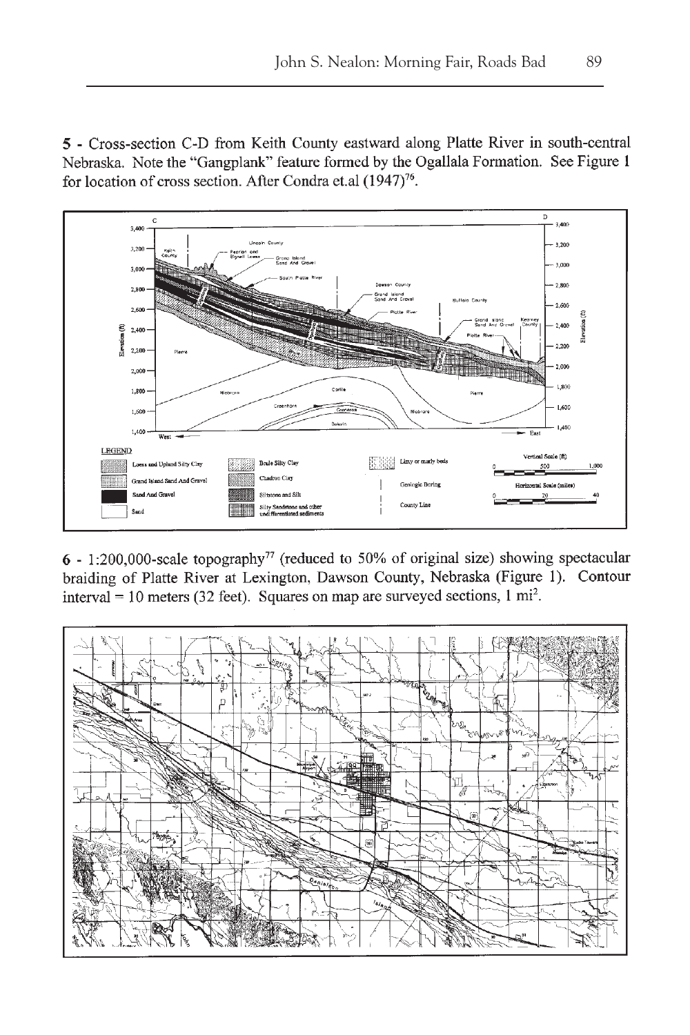**5** - Cross-section C-D from Keith County eastward along Platte River in south-central Nebraska. Note the "Gangplank" feature formed by the Ogallala Formation. See Figure 1 for location of cross section. After Condra et.al (1947)[76].

**6** - 1:200,000-scale topography[77] (reduced to 50% of original size) showing spectacular braiding of Platte River at Lexington, Dawson County, Nebraska (Figure 1). Contour interval = 10 meters (32 feet). Squares on map are surveyed sections, 1 mi$^2$.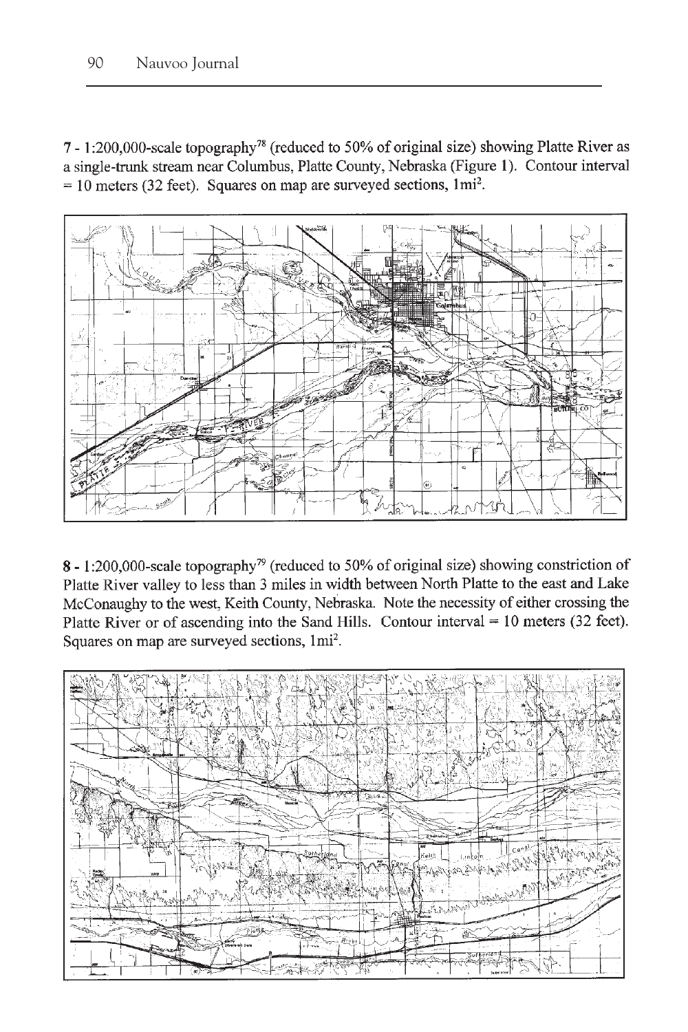7 - 1:200,000-scale topography[78] (reduced to 50% of original size) showing Platte River as a single-trunk stream near Columbus, Platte County, Nebraska (Figure 1). Contour interval = 10 meters (32 feet). Squares on map are surveyed sections, 1mi$^2$.

8 - 1:200,000-scale topography[79] (reduced to 50% of original size) showing constriction of Platte River valley to less than 3 miles in width between North Platte to the east and Lake McConaughy to the west, Keith County, Nebraska. Note the necessity of either crossing the Platte River or of ascending into the Sand Hills. Contour interval = 10 meters (32 feet). Squares on map are surveyed sections, 1mi$^2$.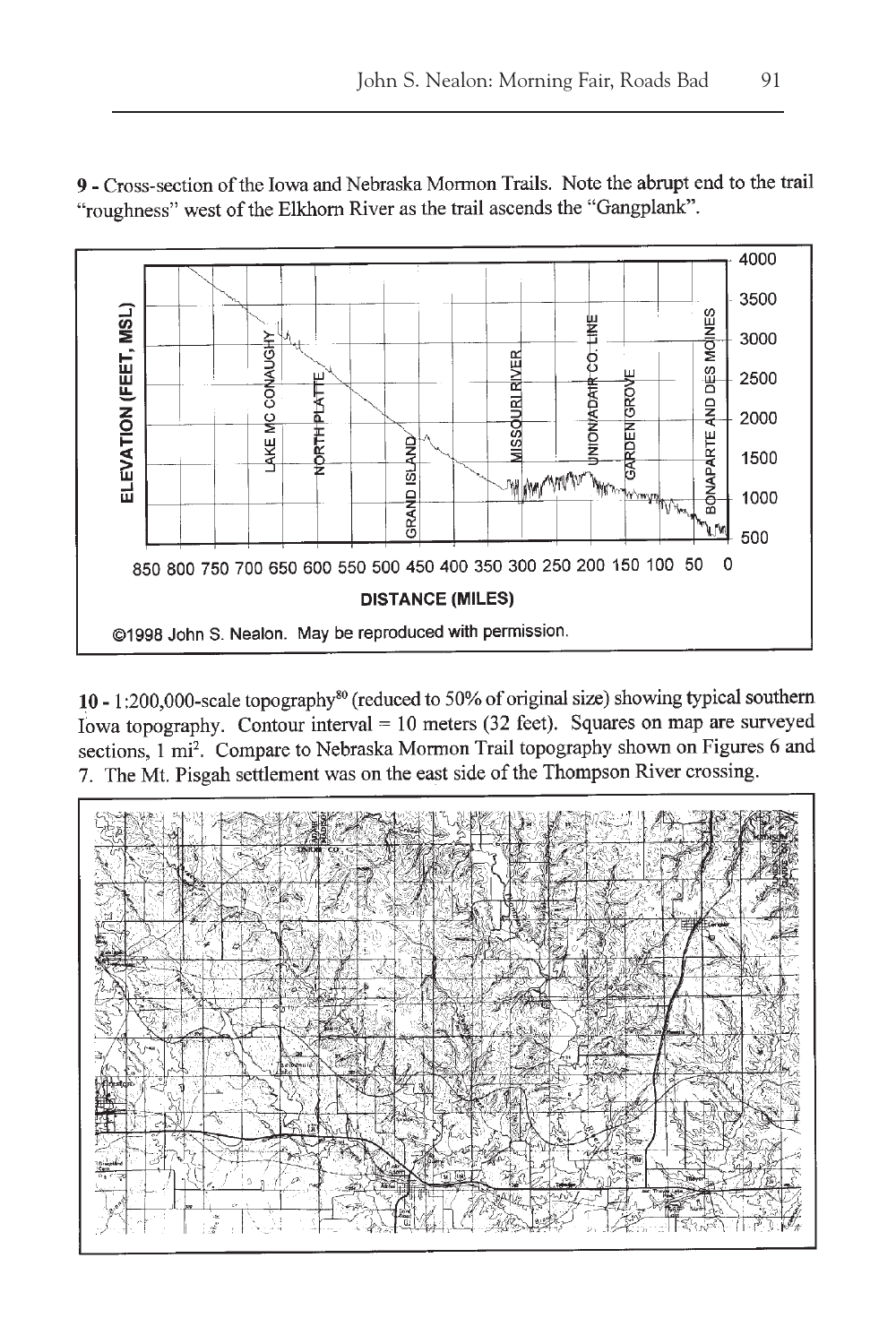**9** - Cross-section of the Iowa and Nebraska Mormon Trails. Note the abrupt end to the trail "roughness" west of the Elkhorn River as the trail ascends the "Gangplank".

©1998 John S. Nealon. May be reproduced with permission.

**10** - 1:200,000-scale topography[80] (reduced to 50% of original size) showing typical southern Iowa topography. Contour interval = 10 meters (32 feet). Squares on map are surveyed sections, 1 mi$^2$. Compare to Nebraska Mormon Trail topography shown on Figures 6 and 7. The Mt. Pisgah settlement was on the east side of the Thompson River crossing.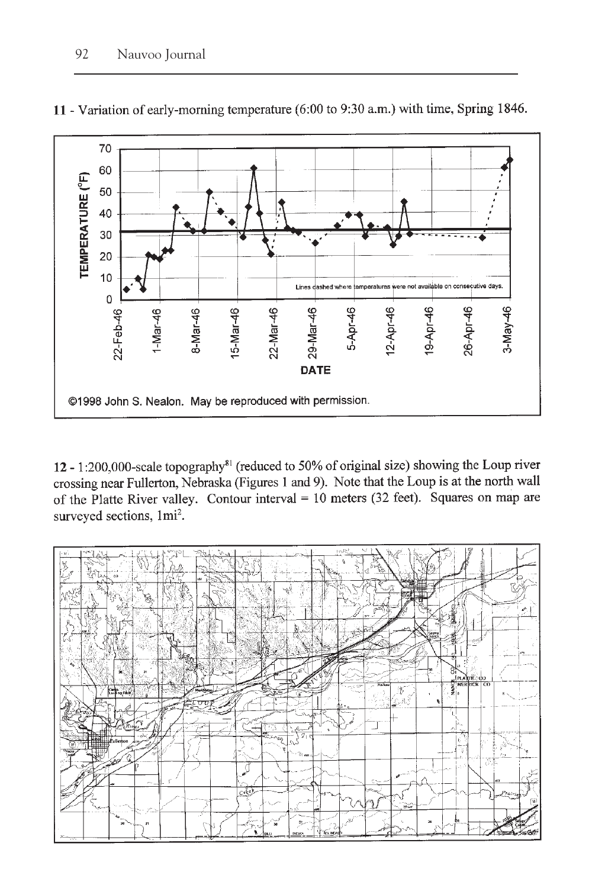**11** - Variation of early-morning temperature (6:00 to 9:30 a.m.) with time, Spring 1846.

**12** - 1:200,000-scale topography[81] (reduced to 50% of original size) showing the Loup river crossing near Fullerton, Nebraska (Figures 1 and 9). Note that the Loup is at the north wall of the Platte River valley. Contour interval = 10 meters (32 feet). Squares on map are surveyed sections, $1 mi^2$.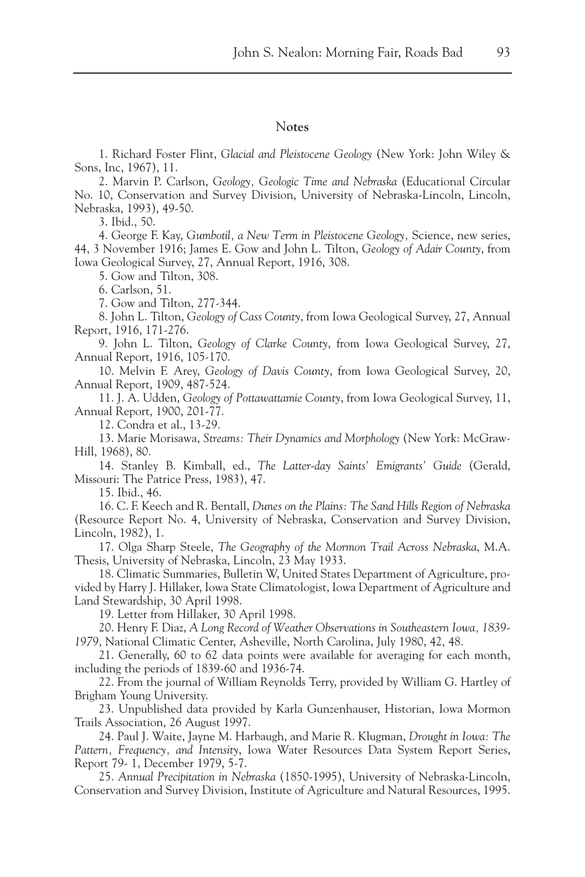## Notes

1. Richard Foster Flint, *Glacial and Pleistocene Geology* (New York: John Wiley & Sons, Inc, 1967), 11.

2. Marvin P. Carlson, *Geology, Geologic Time and Nebraska* (Educational Circular No. 10, Conservation and Survey Division, University of Nebraska-Lincoln, Lincoln, Nebraska, 1993), 49-50.

3. Ibid., 50.

4. George F. Kay, *Gumbotil, a New Term in Pleistocene Geology,* Science, new series, 44, 3 November 1916; James E. Gow and John L. Tilton, *Geology of Adair County*, from Iowa Geological Survey, 27, Annual Report, 1916, 308.

5. Gow and Tilton, 308.

6. Carlson, 51.

7. Gow and Tilton, 277-344.

8. John L. Tilton, *Geology of Cass County*, from Iowa Geological Survey, 27, Annual Report, 1916, 171-276.

9. John L. Tilton, *Geology of Clarke County*, from Iowa Geological Survey, 27, Annual Report, 1916, 105-170.

10. Melvin F. Arey, *Geology of Davis County*, from Iowa Geological Survey, 20, Annual Report, 1909, 487-524.

11. J. A. Udden, *Geology of Pottawattamie County*, from Iowa Geological Survey, 11, Annual Report, 1900, 201-77.

12. Condra et al., 13-29.

13. Marie Morisawa, *Streams: Their Dynamics and Morphology* (New York: McGraw-Hill, 1968), 80.

14. Stanley B. Kimball, ed., *The Latter-day Saints' Emigrants' Guide* (Gerald, Missouri: The Patrice Press, 1983), 47.

15. Ibid., 46.

16. C. F. Keech and R. Bentall, *Dunes on the Plains: The Sand Hills Region of Nebraska* (Resource Report No. 4, University of Nebraska, Conservation and Survey Division, Lincoln, 1982), 1.

17. Olga Sharp Steele, *The Geography of the Mormon Trail Across Nebraska*, M.A. Thesis, University of Nebraska, Lincoln, 23 May 1933.

18. Climatic Summaries, Bulletin W, United States Department of Agriculture, provided by Harry J. Hillaker, Iowa State Climatologist, Iowa Department of Agriculture and Land Stewardship, 30 April 1998.

19. Letter from Hillaker, 30 April 1998.

20. Henry F. Diaz, *A Long Record of Weather Observations in Southeastern Iowa, 1839-1979*, National Climatic Center, Asheville, North Carolina, July 1980, 42, 48.

21. Generally, 60 to 62 data points were available for averaging for each month, including the periods of 1839-60 and 1936-74.

22. From the journal of William Reynolds Terry, provided by William G. Hartley of Brigham Young University.

23. Unpublished data provided by Karla Gunzenhauser, Historian, Iowa Mormon Trails Association, 26 August 1997.

24. Paul J. Waite, Jayne M. Harbaugh, and Marie R. Klugman, *Drought in Iowa: The Pattern, Frequency, and Intensity*, Iowa Water Resources Data System Report Series, Report 79- 1, December 1979, 5-7.

25. *Annual Precipitation in Nebraska* (1850-1995), University of Nebraska-Lincoln, Conservation and Survey Division, Institute of Agriculture and Natural Resources, 1995.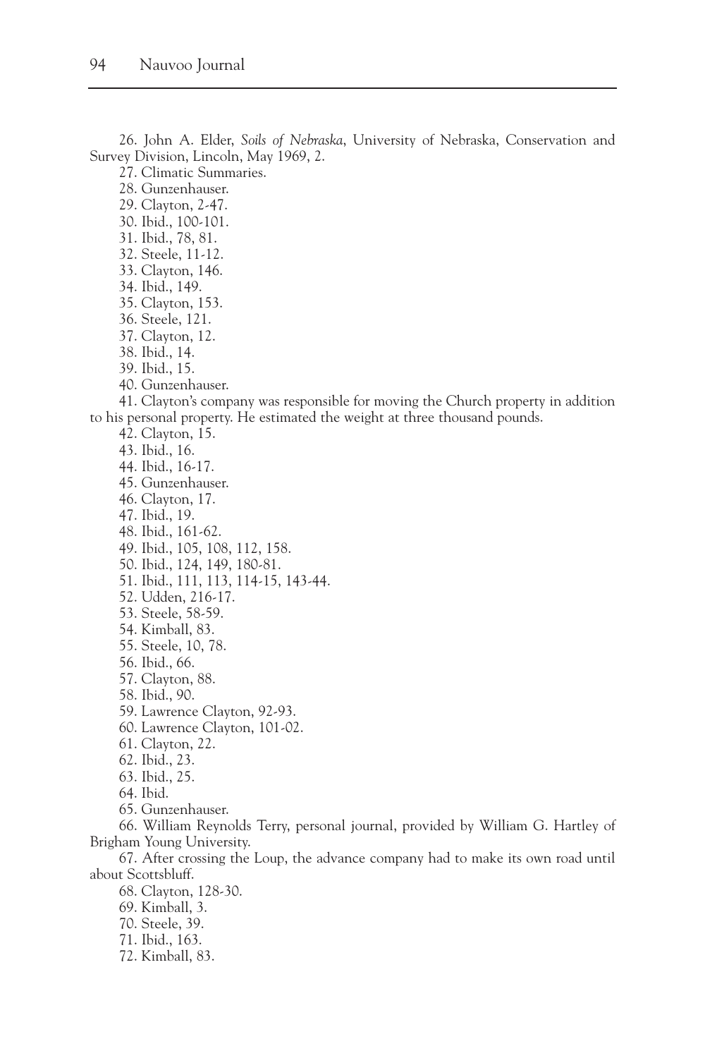26. John A. Elder, *Soils of Nebraska*, University of Nebraska, Conservation and Survey Division, Lincoln, May 1969, 2.

27. Climatic Summaries.

28. Gunzenhauser.

29. Clayton, 2-47.

30. Ibid., 100-101.

31. Ibid., 78, 81.

32. Steele, 11-12.

33. Clayton, 146.

34. Ibid., 149.

35. Clayton, 153.

36. Steele, 121.

37. Clayton, 12.

38. Ibid., 14.

39. Ibid., 15.

40. Gunzenhauser.

41. Clayton's company was responsible for moving the Church property in addition to his personal property. He estimated the weight at three thousand pounds.

42. Clayton, 15.

43. Ibid., 16.

44. Ibid., 16-17.

45. Gunzenhauser.

46. Clayton, 17.

47. Ibid., 19.

48. Ibid., 161-62.

49. Ibid., 105, 108, 112, 158.

50. Ibid., 124, 149, 180-81.

51. Ibid., 111, 113, 114-15, 143-44.

52. Udden, 216-17.

53. Steele, 58-59.

54. Kimball, 83.

55. Steele, 10, 78.

56. Ibid., 66.

57. Clayton, 88.

58. Ibid., 90.

59. Lawrence Clayton, 92-93.

60. Lawrence Clayton, 101-02.

61. Clayton, 22.

62. Ibid., 23.

63. Ibid., 25.

64. Ibid.

65. Gunzenhauser.

66. William Reynolds Terry, personal journal, provided by William G. Hartley of Brigham Young University.

67. After crossing the Loup, the advance company had to make its own road until about Scottsbluff.

68. Clayton, 128-30.

69. Kimball, 3.

70. Steele, 39.

71. Ibid., 163.

72. Kimball, 83.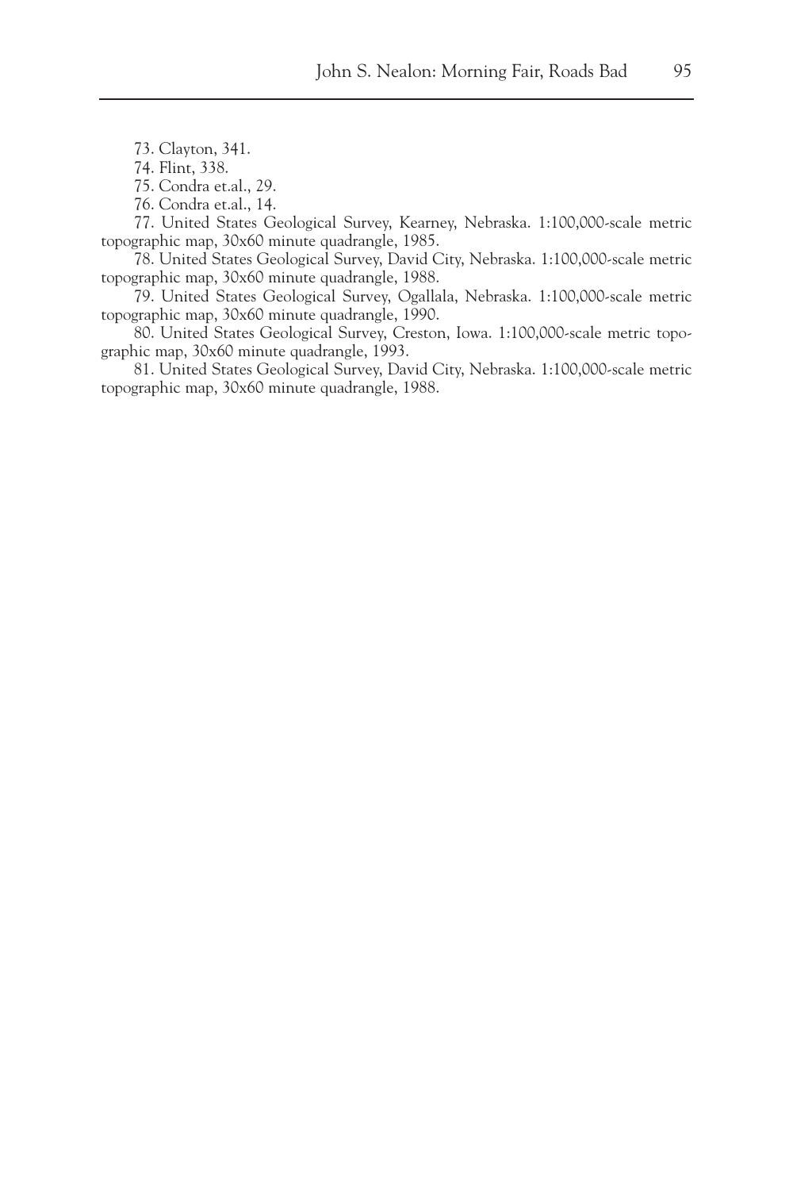73. Clayton, 341.

74. Flint, 338.

75. Condra et.al., 29.

76. Condra et.al., 14.

77. United States Geological Survey, Kearney, Nebraska. 1:100,000-scale metric topographic map, 30x60 minute quadrangle, 1985.

78. United States Geological Survey, David City, Nebraska. 1:100,000-scale metric topographic map, 30x60 minute quadrangle, 1988.

79. United States Geological Survey, Ogallala, Nebraska. 1:100,000-scale metric topographic map, 30x60 minute quadrangle, 1990.

80. United States Geological Survey, Creston, Iowa. 1:100,000-scale metric topographic map, 30x60 minute quadrangle, 1993.

81. United States Geological Survey, David City, Nebraska. 1:100,000-scale metric topographic map, 30x60 minute quadrangle, 1988.